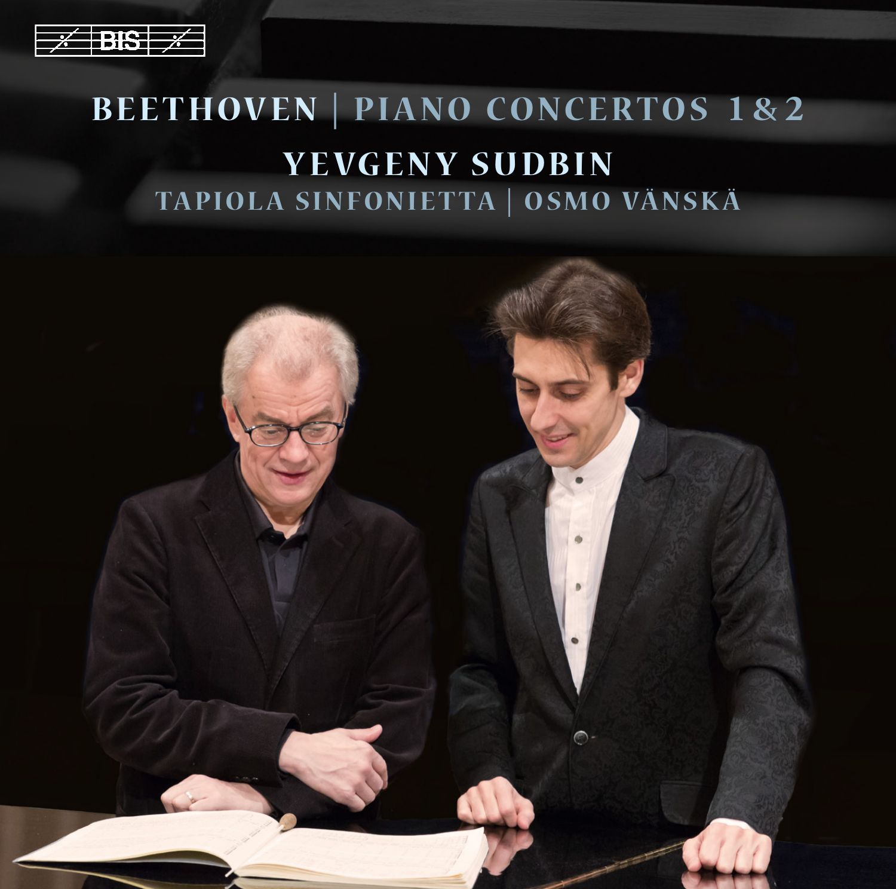BIS

# BEETHOVEN | PIANO CONCERTOS 1&2

## YEVGENY SUDBIN

TAPIOLA SINFONIETTA | OSMO VÄNSKÄ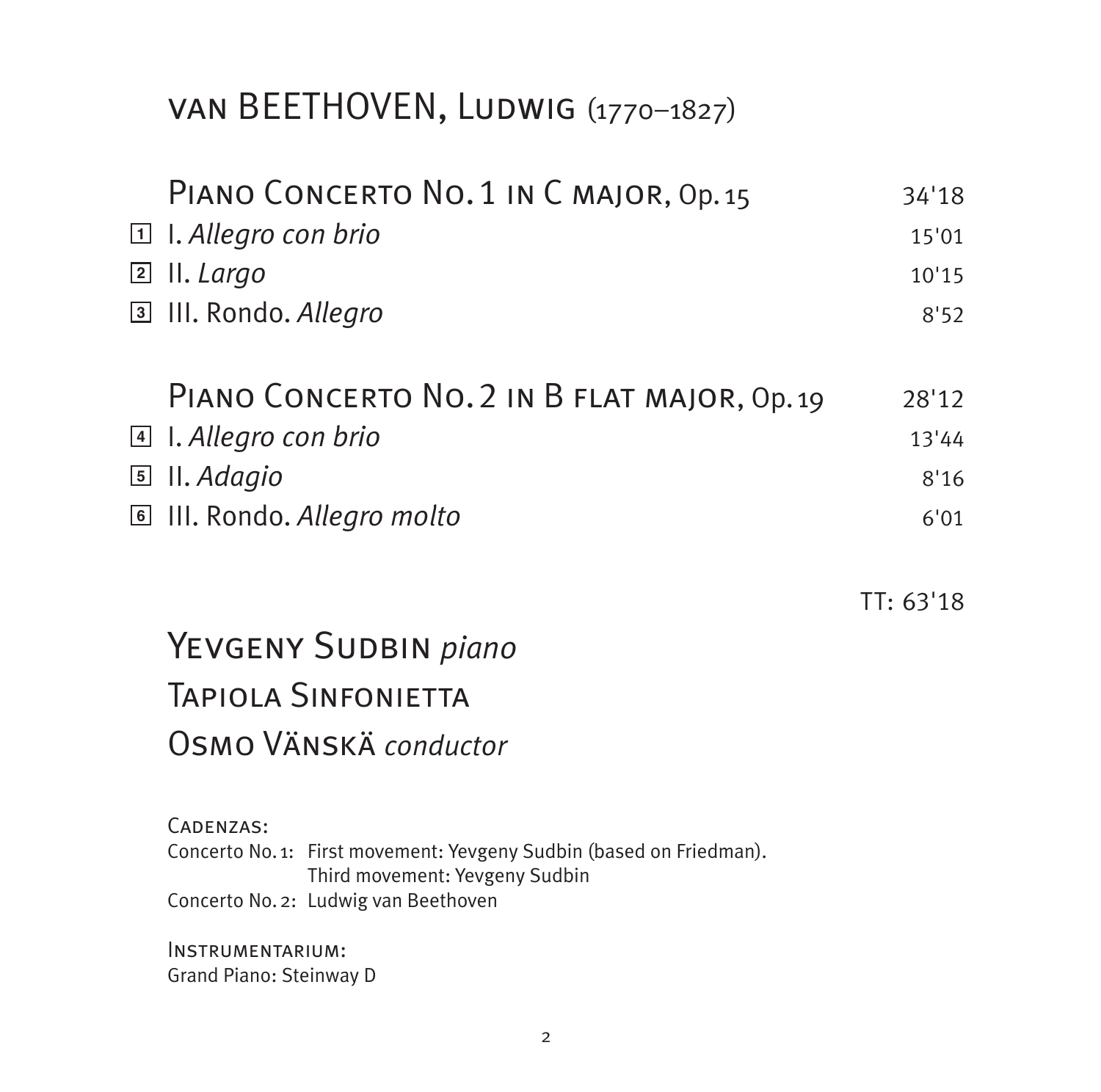# van BEETHOVEN, Ludwig (1770–1827)

## Piano Concerto No. 1 in C major, Op. 15 — 34'18

| Track | Movement | Duration |
|---|---|---|
| 1 | I. *Allegro con brio* | 15'01 |
| 2 | II. *Largo* | 10'15 |
| 3 | III. Rondo. *Allegro* | 8'52 |

## Piano Concerto No. 2 in B flat major, Op. 19 — 28'12

| Track | Movement | Duration |
|---|---|---|
| 4 | I. *Allegro con brio* | 13'44 |
| 5 | II. *Adagio* | 8'16 |
| 6 | III. Rondo. *Allegro molto* | 6'01 |

TT: 63'18

**Yevgeny Sudbin** *piano*
**Tapiola Sinfonietta**
**Osmo Vänskä** *conductor*

Cadenzas:
Concerto No. 1: First movement: Yevgeny Sudbin (based on Friedman).
Third movement: Yevgeny Sudbin
Concerto No. 2: Ludwig van Beethoven

Instrumentarium:
Grand Piano: Steinway D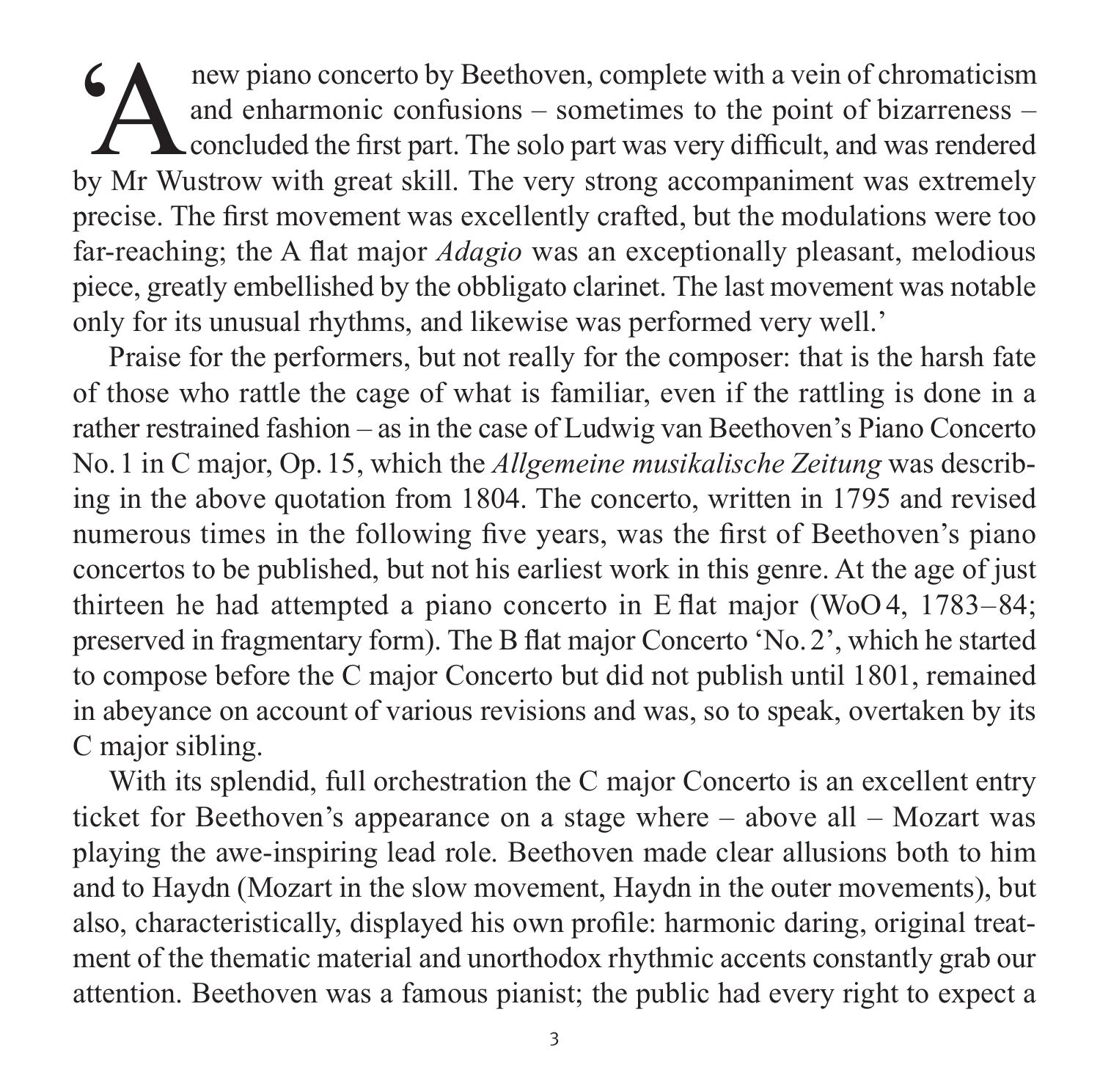'A new piano concerto by Beethoven, complete with a vein of chromaticism and enharmonic confusions – sometimes to the point of bizarreness – concluded the first part. The solo part was very difficult, and was rendered by Mr Wustrow with great skill. The very strong accompaniment was extremely precise. The first movement was excellently crafted, but the modulations were too far-reaching; the A flat major *Adagio* was an exceptionally pleasant, melodious piece, greatly embellished by the obbligato clarinet. The last movement was notable only for its unusual rhythms, and likewise was performed very well.'

Praise for the performers, but not really for the composer: that is the harsh fate of those who rattle the cage of what is familiar, even if the rattling is done in a rather restrained fashion – as in the case of Ludwig van Beethoven's Piano Concerto No. 1 in C major, Op. 15, which the *Allgemeine musikalische Zeitung* was describing in the above quotation from 1804. The concerto, written in 1795 and revised numerous times in the following five years, was the first of Beethoven's piano concertos to be published, but not his earliest work in this genre. At the age of just thirteen he had attempted a piano concerto in E flat major (WoO 4, 1783–84; preserved in fragmentary form). The B flat major Concerto 'No. 2', which he started to compose before the C major Concerto but did not publish until 1801, remained in abeyance on account of various revisions and was, so to speak, overtaken by its C major sibling.

With its splendid, full orchestration the C major Concerto is an excellent entry ticket for Beethoven's appearance on a stage where – above all – Mozart was playing the awe-inspiring lead role. Beethoven made clear allusions both to him and to Haydn (Mozart in the slow movement, Haydn in the outer movements), but also, characteristically, displayed his own profile: harmonic daring, original treatment of the thematic material and unorthodox rhythmic accents constantly grab our attention. Beethoven was a famous pianist; the public had every right to expect a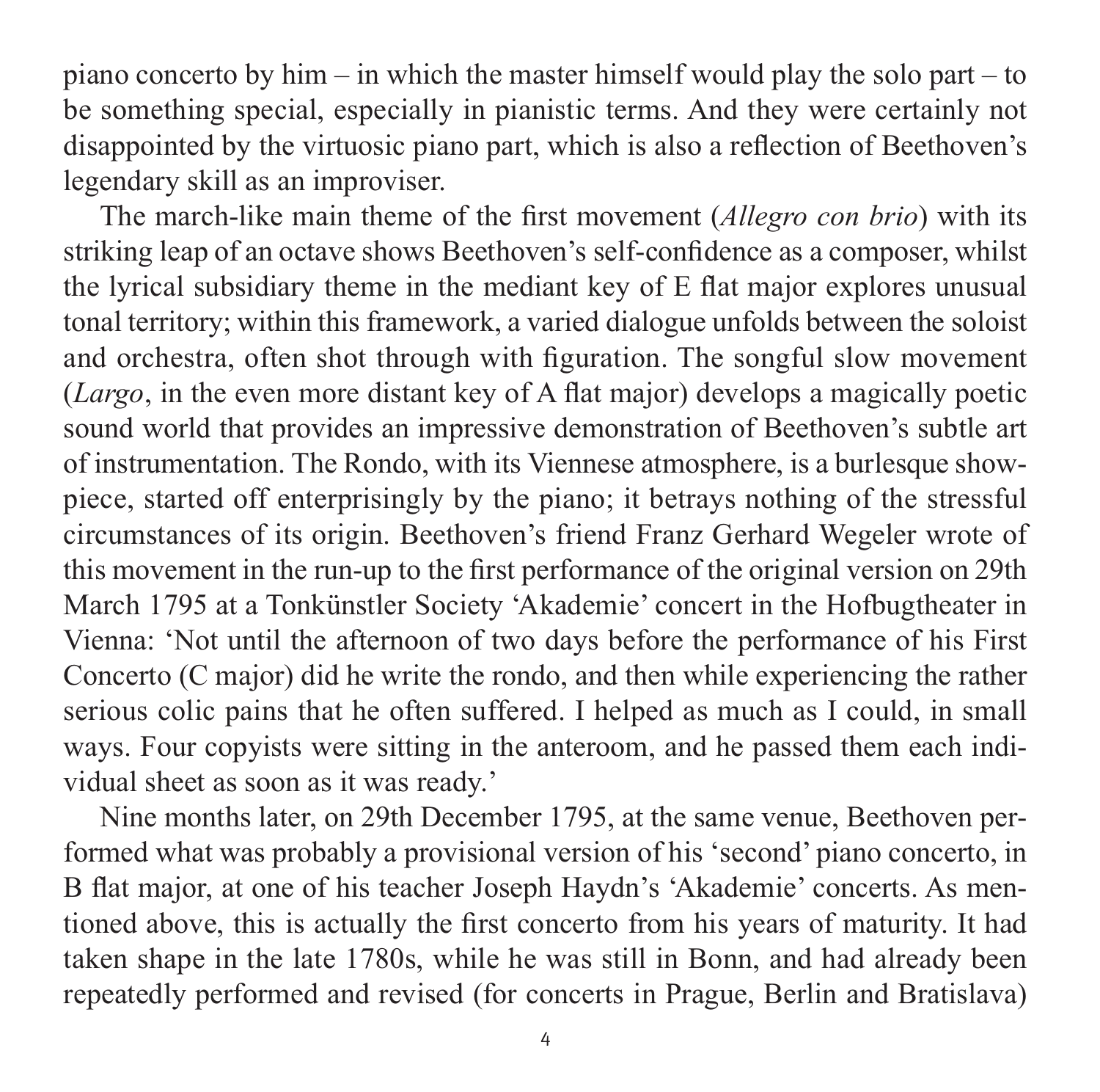piano concerto by him – in which the master himself would play the solo part – to be something special, especially in pianistic terms. And they were certainly not disappointed by the virtuosic piano part, which is also a reflection of Beethoven's legendary skill as an improviser.

The march-like main theme of the first movement (*Allegro con brio*) with its striking leap of an octave shows Beethoven's self-confidence as a composer, whilst the lyrical subsidiary theme in the mediant key of E flat major explores unusual tonal territory; within this framework, a varied dialogue unfolds between the soloist and orchestra, often shot through with figuration. The songful slow movement (*Largo*, in the even more distant key of A flat major) develops a magically poetic sound world that provides an impressive demonstration of Beethoven's subtle art of instrumentation. The Rondo, with its Viennese atmosphere, is a burlesque show-piece, started off enterprisingly by the piano; it betrays nothing of the stressful circumstances of its origin. Beethoven's friend Franz Gerhard Wegeler wrote of this movement in the run-up to the first performance of the original version on 29th March 1795 at a Tonkünstler Society 'Akademie' concert in the Hofbugtheater in Vienna: 'Not until the afternoon of two days before the performance of his First Concerto (C major) did he write the rondo, and then while experiencing the rather serious colic pains that he often suffered. I helped as much as I could, in small ways. Four copyists were sitting in the anteroom, and he passed them each individual sheet as soon as it was ready.'

Nine months later, on 29th December 1795, at the same venue, Beethoven performed what was probably a provisional version of his 'second' piano concerto, in B flat major, at one of his teacher Joseph Haydn's 'Akademie' concerts. As mentioned above, this is actually the first concerto from his years of maturity. It had taken shape in the late 1780s, while he was still in Bonn, and had already been repeatedly performed and revised (for concerts in Prague, Berlin and Bratislava)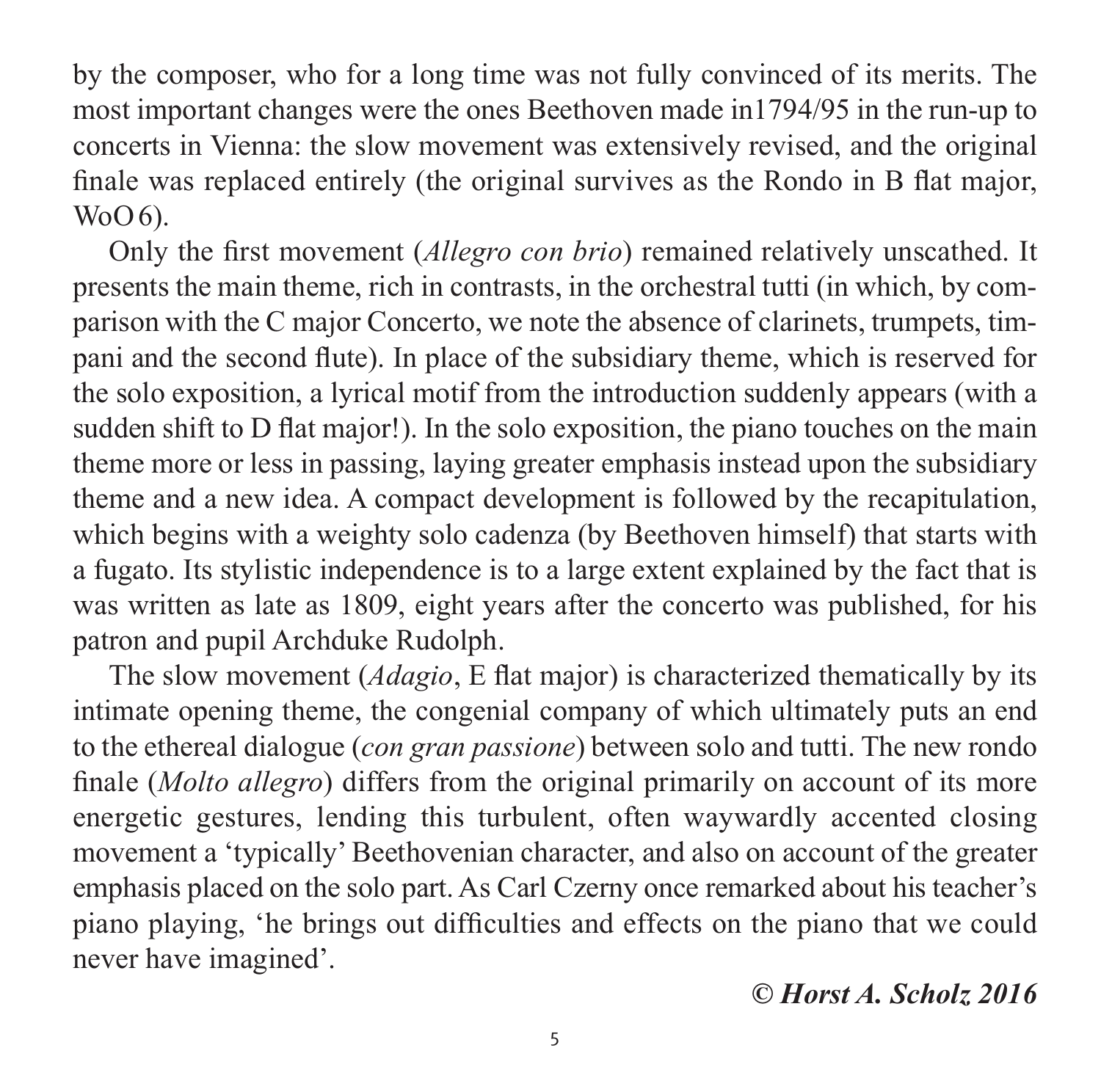by the composer, who for a long time was not fully convinced of its merits. The most important changes were the ones Beethoven made in1794/95 in the run-up to concerts in Vienna: the slow movement was extensively revised, and the original finale was replaced entirely (the original survives as the Rondo in B flat major, WoO 6).

Only the first movement (*Allegro con brio*) remained relatively unscathed. It presents the main theme, rich in contrasts, in the orchestral tutti (in which, by comparison with the C major Concerto, we note the absence of clarinets, trumpets, timpani and the second flute). In place of the subsidiary theme, which is reserved for the solo exposition, a lyrical motif from the introduction suddenly appears (with a sudden shift to D flat major!). In the solo exposition, the piano touches on the main theme more or less in passing, laying greater emphasis instead upon the subsidiary theme and a new idea. A compact development is followed by the recapitulation, which begins with a weighty solo cadenza (by Beethoven himself) that starts with a fugato. Its stylistic independence is to a large extent explained by the fact that is was written as late as 1809, eight years after the concerto was published, for his patron and pupil Archduke Rudolph.

The slow movement (*Adagio*, E flat major) is characterized thematically by its intimate opening theme, the congenial company of which ultimately puts an end to the ethereal dialogue (*con gran passione*) between solo and tutti. The new rondo finale (*Molto allegro*) differs from the original primarily on account of its more energetic gestures, lending this turbulent, often waywardly accented closing movement a 'typically' Beethovenian character, and also on account of the greater emphasis placed on the solo part. As Carl Czerny once remarked about his teacher's piano playing, 'he brings out difficulties and effects on the piano that we could never have imagined'.

***© Horst A. Scholz 2016***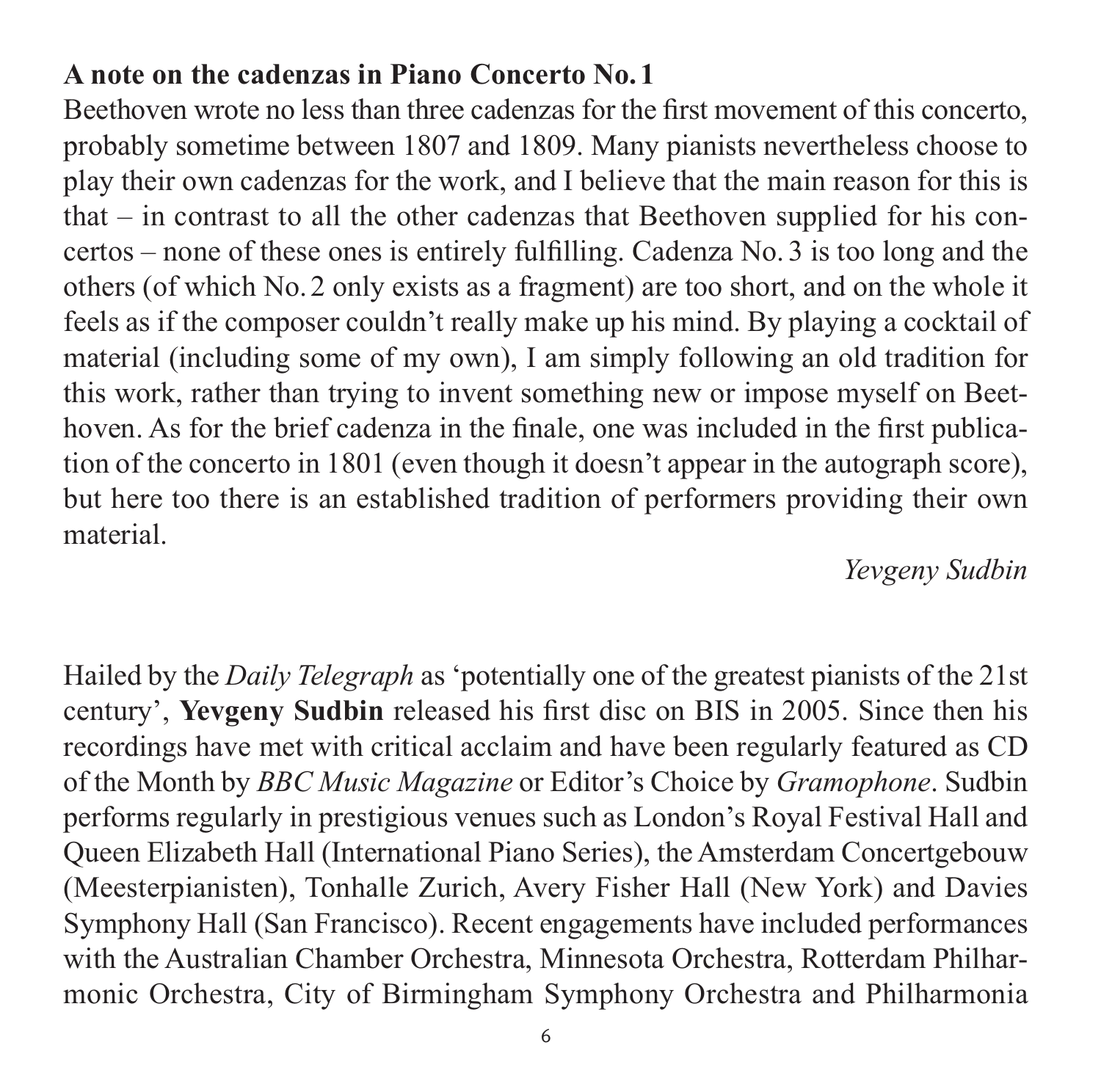**A note on the cadenzas in Piano Concerto No. 1**

Beethoven wrote no less than three cadenzas for the first movement of this concerto, probably sometime between 1807 and 1809. Many pianists nevertheless choose to play their own cadenzas for the work, and I believe that the main reason for this is that – in contrast to all the other cadenzas that Beethoven supplied for his concertos – none of these ones is entirely fulfilling. Cadenza No. 3 is too long and the others (of which No. 2 only exists as a fragment) are too short, and on the whole it feels as if the composer couldn't really make up his mind. By playing a cocktail of material (including some of my own), I am simply following an old tradition for this work, rather than trying to invent something new or impose myself on Beethoven. As for the brief cadenza in the finale, one was included in the first publication of the concerto in 1801 (even though it doesn't appear in the autograph score), but here too there is an established tradition of performers providing their own material.

*Yevgeny Sudbin*

Hailed by the *Daily Telegraph* as 'potentially one of the greatest pianists of the 21st century', **Yevgeny Sudbin** released his first disc on BIS in 2005. Since then his recordings have met with critical acclaim and have been regularly featured as CD of the Month by *BBC Music Magazine* or Editor's Choice by *Gramophone*. Sudbin performs regularly in prestigious venues such as London's Royal Festival Hall and Queen Elizabeth Hall (International Piano Series), the Amsterdam Concertgebouw (Meesterpianisten), Tonhalle Zurich, Avery Fisher Hall (New York) and Davies Symphony Hall (San Francisco). Recent engagements have included performances with the Australian Chamber Orchestra, Minnesota Orchestra, Rotterdam Philharmonic Orchestra, City of Birmingham Symphony Orchestra and Philharmonia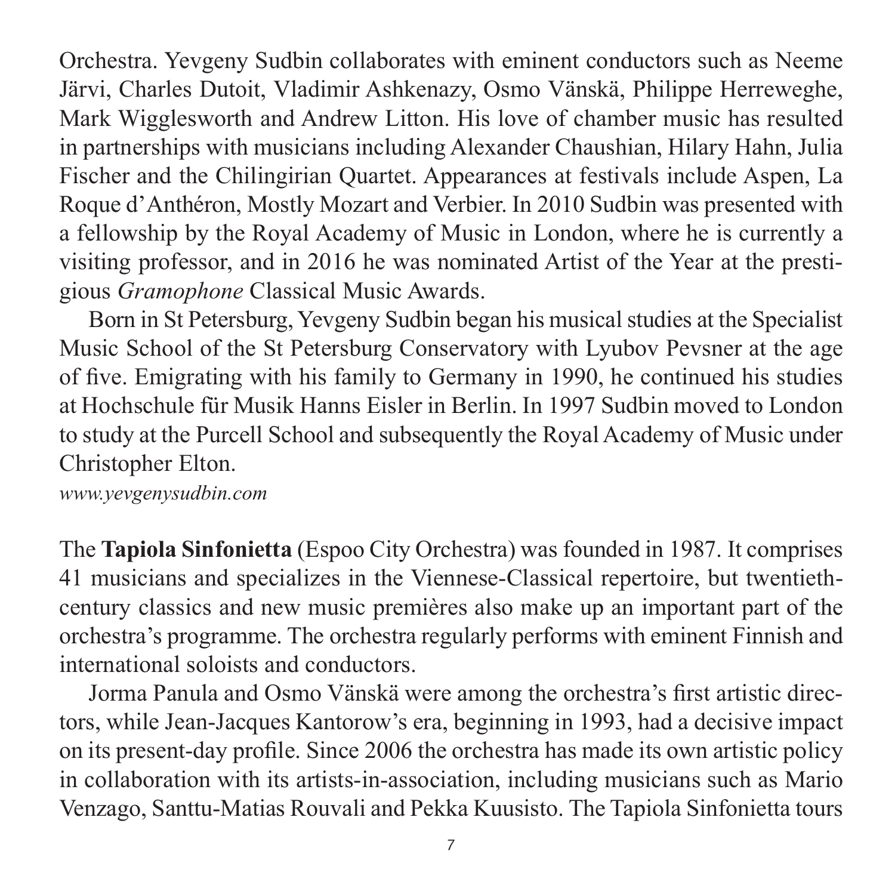Orchestra. Yevgeny Sudbin collaborates with eminent conductors such as Neeme Järvi, Charles Dutoit, Vladimir Ashkenazy, Osmo Vänskä, Philippe Herreweghe, Mark Wigglesworth and Andrew Litton. His love of chamber music has resulted in partnerships with musicians including Alexander Chaushian, Hilary Hahn, Julia Fischer and the Chilingirian Quartet. Appearances at festivals include Aspen, La Roque d'Anthéron, Mostly Mozart and Verbier. In 2010 Sudbin was presented with a fellowship by the Royal Academy of Music in London, where he is currently a visiting professor, and in 2016 he was nominated Artist of the Year at the prestigious *Gramophone* Classical Music Awards.

Born in St Petersburg, Yevgeny Sudbin began his musical studies at the Specialist Music School of the St Petersburg Conservatory with Lyubov Pevsner at the age of five. Emigrating with his family to Germany in 1990, he continued his studies at Hochschule für Musik Hanns Eisler in Berlin. In 1997 Sudbin moved to London to study at the Purcell School and subsequently the Royal Academy of Music under Christopher Elton.

*www.yevgenysudbin.com*

The **Tapiola Sinfonietta** (Espoo City Orchestra) was founded in 1987. It comprises 41 musicians and specializes in the Viennese-Classical repertoire, but twentieth-century classics and new music premières also make up an important part of the orchestra's programme. The orchestra regularly performs with eminent Finnish and international soloists and conductors.

Jorma Panula and Osmo Vänskä were among the orchestra's first artistic directors, while Jean-Jacques Kantorow's era, beginning in 1993, had a decisive impact on its present-day profile. Since 2006 the orchestra has made its own artistic policy in collaboration with its artists-in-association, including musicians such as Mario Venzago, Santtu-Matias Rouvali and Pekka Kuusisto. The Tapiola Sinfonietta tours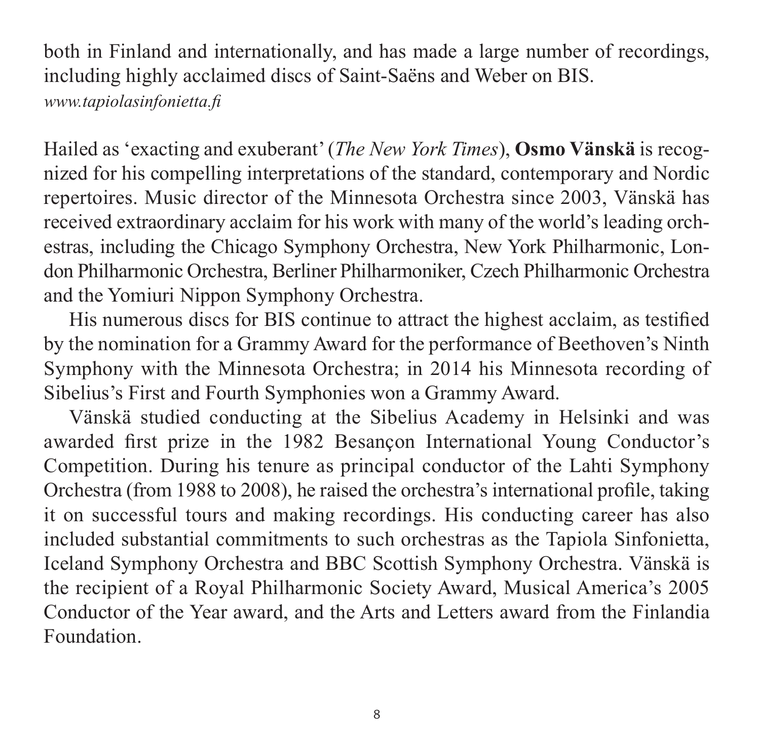both in Finland and internationally, and has made a large number of recordings, including highly acclaimed discs of Saint-Saëns and Weber on BIS.
*www.tapiolasinfonietta.fi*

Hailed as 'exacting and exuberant' (*The New York Times*), **Osmo Vänskä** is recognized for his compelling interpretations of the standard, contemporary and Nordic repertoires. Music director of the Minnesota Orchestra since 2003, Vänskä has received extraordinary acclaim for his work with many of the world's leading orchestras, including the Chicago Symphony Orchestra, New York Philharmonic, London Philharmonic Orchestra, Berliner Philharmoniker, Czech Philharmonic Orchestra and the Yomiuri Nippon Symphony Orchestra.

His numerous discs for BIS continue to attract the highest acclaim, as testified by the nomination for a Grammy Award for the performance of Beethoven's Ninth Symphony with the Minnesota Orchestra; in 2014 his Minnesota recording of Sibelius's First and Fourth Symphonies won a Grammy Award.

Vänskä studied conducting at the Sibelius Academy in Helsinki and was awarded first prize in the 1982 Besançon International Young Conductor's Competition. During his tenure as principal conductor of the Lahti Symphony Orchestra (from 1988 to 2008), he raised the orchestra's international profile, taking it on successful tours and making recordings. His conducting career has also included substantial commitments to such orchestras as the Tapiola Sinfonietta, Iceland Symphony Orchestra and BBC Scottish Symphony Orchestra. Vänskä is the recipient of a Royal Philharmonic Society Award, Musical America's 2005 Conductor of the Year award, and the Arts and Letters award from the Finlandia Foundation.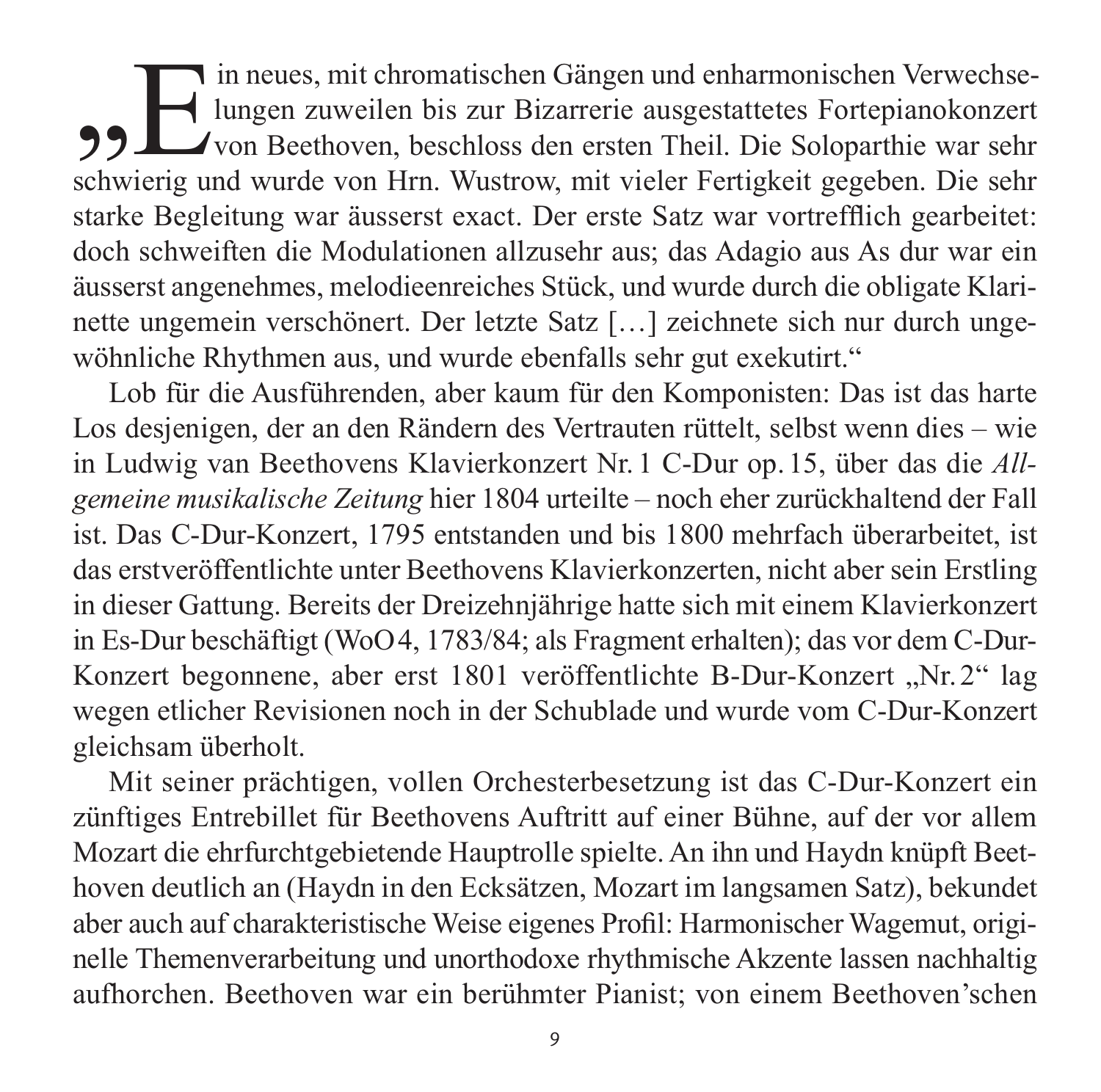„Ein neues, mit chromatischen Gängen und enharmonischen Verwechselungen zuweilen bis zur Bizarrerie ausgestattetes Fortepianokonzert von Beethoven, beschloss den ersten Theil. Die Soloparthie war sehr schwierig und wurde von Hrn. Wustrow, mit vieler Fertigkeit gegeben. Die sehr starke Begleitung war äusserst exact. Der erste Satz war vortrefflich gearbeitet: doch schweiften die Modulationen allzusehr aus; das Adagio aus As dur war ein äusserst angenehmes, melodieenreiches Stück, und wurde durch die obligate Klarinette ungemein verschönert. Der letzte Satz […] zeichnete sich nur durch ungewöhnliche Rhythmen aus, und wurde ebenfalls sehr gut exekutirt."

Lob für die Ausführenden, aber kaum für den Komponisten: Das ist das harte Los desjenigen, der an den Rändern des Vertrauten rüttelt, selbst wenn dies – wie in Ludwig van Beethovens Klavierkonzert Nr. 1 C-Dur op. 15, über das die *Allgemeine musikalische Zeitung* hier 1804 urteilte – noch eher zurückhaltend der Fall ist. Das C-Dur-Konzert, 1795 entstanden und bis 1800 mehrfach überarbeitet, ist das erstveröffentlichte unter Beethovens Klavierkonzerten, nicht aber sein Erstling in dieser Gattung. Bereits der Dreizehnjährige hatte sich mit einem Klavierkonzert in Es-Dur beschäftigt (WoO 4, 1783/84; als Fragment erhalten); das vor dem C-Dur-Konzert begonnene, aber erst 1801 veröffentlichte B-Dur-Konzert „Nr. 2" lag wegen etlicher Revisionen noch in der Schublade und wurde vom C-Dur-Konzert gleichsam überholt.

Mit seiner prächtigen, vollen Orchesterbesetzung ist das C-Dur-Konzert ein zünftiges Entrebillet für Beethovens Auftritt auf einer Bühne, auf der vor allem Mozart die ehrfurchtgebietende Hauptrolle spielte. An ihn und Haydn knüpft Beethoven deutlich an (Haydn in den Ecksätzen, Mozart im langsamen Satz), bekundet aber auch auf charakteristische Weise eigenes Profil: Harmonischer Wagemut, originelle Themenverarbeitung und unorthodoxe rhythmische Akzente lassen nachhaltig aufhorchen. Beethoven war ein berühmter Pianist; von einem Beethoven'schen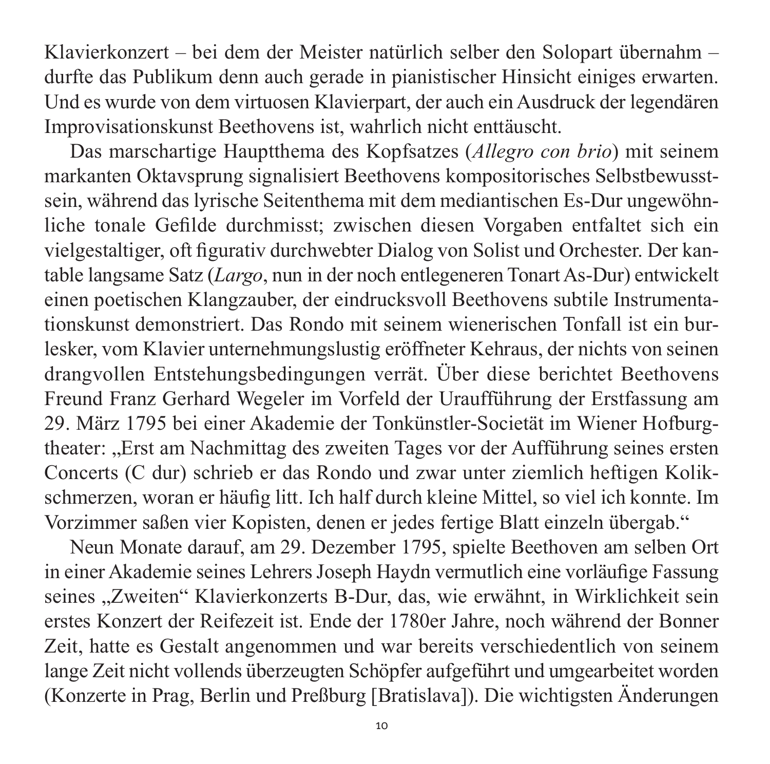Klavierkonzert – bei dem der Meister natürlich selber den Solopart übernahm – durfte das Publikum denn auch gerade in pianistischer Hinsicht einiges erwarten. Und es wurde von dem virtuosen Klavierpart, der auch ein Ausdruck der legendären Improvisationskunst Beethovens ist, wahrlich nicht enttäuscht.

Das marschartige Hauptthema des Kopfsatzes (*Allegro con brio*) mit seinem markanten Oktavsprung signalisiert Beethovens kompositorisches Selbstbewusstsein, während das lyrische Seitenthema mit dem mediantischen Es-Dur ungewöhnliche tonale Gefilde durchmisst; zwischen diesen Vorgaben entfaltet sich ein vielgestaltiger, oft figurativ durchwebter Dialog von Solist und Orchester. Der kantable langsame Satz (*Largo*, nun in der noch entlegeneren Tonart As-Dur) entwickelt einen poetischen Klangzauber, der eindrucksvoll Beethovens subtile Instrumentationskunst demonstriert. Das Rondo mit seinem wienerischen Tonfall ist ein burlesker, vom Klavier unternehmungslustig eröffneter Kehraus, der nichts von seinen drangvollen Entstehungsbedingungen verrät. Über diese berichtet Beethovens Freund Franz Gerhard Wegeler im Vorfeld der Uraufführung der Erstfassung am 29. März 1795 bei einer Akademie der Tonkünstler-Societät im Wiener Hofburgtheater: „Erst am Nachmittag des zweiten Tages vor der Aufführung seines ersten Concerts (C dur) schrieb er das Rondo und zwar unter ziemlich heftigen Kolikschmerzen, woran er häufig litt. Ich half durch kleine Mittel, so viel ich konnte. Im Vorzimmer saßen vier Kopisten, denen er jedes fertige Blatt einzeln übergab."

Neun Monate darauf, am 29. Dezember 1795, spielte Beethoven am selben Ort in einer Akademie seines Lehrers Joseph Haydn vermutlich eine vorläufige Fassung seines „Zweiten" Klavierkonzerts B-Dur, das, wie erwähnt, in Wirklichkeit sein erstes Konzert der Reifezeit ist. Ende der 1780er Jahre, noch während der Bonner Zeit, hatte es Gestalt angenommen und war bereits verschiedentlich von seinem lange Zeit nicht vollends überzeugten Schöpfer aufgeführt und umgearbeitet worden (Konzerte in Prag, Berlin und Preßburg [Bratislava]). Die wichtigsten Änderungen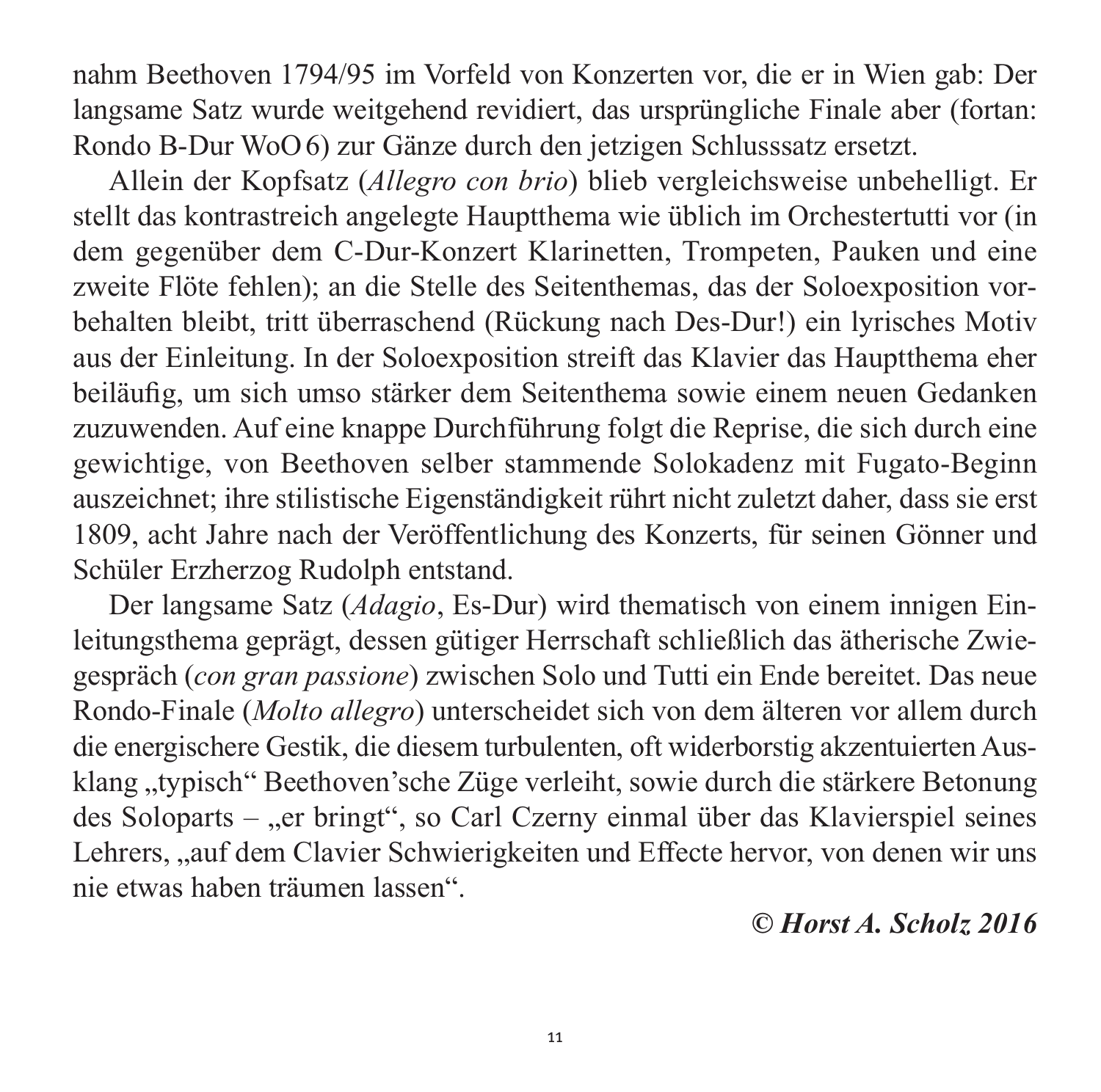nahm Beethoven 1794/95 im Vorfeld von Konzerten vor, die er in Wien gab: Der langsame Satz wurde weitgehend revidiert, das ursprüngliche Finale aber (fortan: Rondo B-Dur WoO 6) zur Gänze durch den jetzigen Schlusssatz ersetzt.

Allein der Kopfsatz (*Allegro con brio*) blieb vergleichsweise unbehelligt. Er stellt das kontrastreich angelegte Hauptthema wie üblich im Orchestertutti vor (in dem gegenüber dem C-Dur-Konzert Klarinetten, Trompeten, Pauken und eine zweite Flöte fehlen); an die Stelle des Seitenthemas, das der Soloexposition vorbehalten bleibt, tritt überraschend (Rückung nach Des-Dur!) ein lyrisches Motiv aus der Einleitung. In der Soloexposition streift das Klavier das Hauptthema eher beiläufig, um sich umso stärker dem Seitenthema sowie einem neuen Gedanken zuzuwenden. Auf eine knappe Durchführung folgt die Reprise, die sich durch eine gewichtige, von Beethoven selber stammende Solokadenz mit Fugato-Beginn auszeichnet; ihre stilistische Eigenständigkeit rührt nicht zuletzt daher, dass sie erst 1809, acht Jahre nach der Veröffentlichung des Konzerts, für seinen Gönner und Schüler Erzherzog Rudolph entstand.

Der langsame Satz (*Adagio*, Es-Dur) wird thematisch von einem innigen Einleitungsthema geprägt, dessen gütiger Herrschaft schließlich das ätherische Zwiegespräch (*con gran passione*) zwischen Solo und Tutti ein Ende bereitet. Das neue Rondo-Finale (*Molto allegro*) unterscheidet sich von dem älteren vor allem durch die energischere Gestik, die diesem turbulenten, oft widerborstig akzentuierten Ausklang „typisch" Beethoven'sche Züge verleiht, sowie durch die stärkere Betonung des Soloparts – „er bringt", so Carl Czerny einmal über das Klavierspiel seines Lehrers, „auf dem Clavier Schwierigkeiten und Effecte hervor, von denen wir uns nie etwas haben träumen lassen".

***© Horst A. Scholz 2016***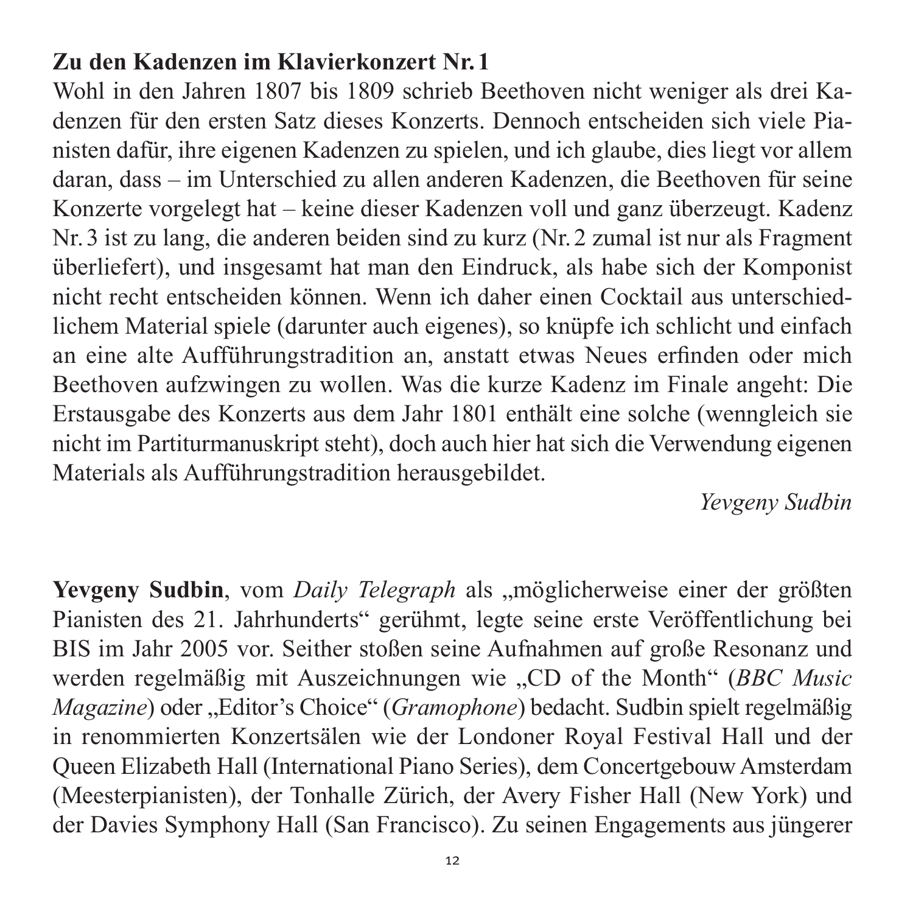**Zu den Kadenzen im Klavierkonzert Nr. 1**

Wohl in den Jahren 1807 bis 1809 schrieb Beethoven nicht weniger als drei Kadenzen für den ersten Satz dieses Konzerts. Dennoch entscheiden sich viele Pianisten dafür, ihre eigenen Kadenzen zu spielen, und ich glaube, dies liegt vor allem daran, dass – im Unterschied zu allen anderen Kadenzen, die Beethoven für seine Konzerte vorgelegt hat – keine dieser Kadenzen voll und ganz überzeugt. Kadenz Nr. 3 ist zu lang, die anderen beiden sind zu kurz (Nr. 2 zumal ist nur als Fragment überliefert), und insgesamt hat man den Eindruck, als habe sich der Komponist nicht recht entscheiden können. Wenn ich daher einen Cocktail aus unterschiedlichem Material spiele (darunter auch eigenes), so knüpfe ich schlicht und einfach an eine alte Aufführungstradition an, anstatt etwas Neues erfinden oder mich Beethoven aufzwingen zu wollen. Was die kurze Kadenz im Finale angeht: Die Erstausgabe des Konzerts aus dem Jahr 1801 enthält eine solche (wenngleich sie nicht im Partiturmanuskript steht), doch auch hier hat sich die Verwendung eigenen Materials als Aufführungstradition herausgebildet.

*Yevgeny Sudbin*

**Yevgeny Sudbin**, vom *Daily Telegraph* als „möglicherweise einer der größten Pianisten des 21. Jahrhunderts“ gerühmt, legte seine erste Veröffentlichung bei BIS im Jahr 2005 vor. Seither stoßen seine Aufnahmen auf große Resonanz und werden regelmäßig mit Auszeichnungen wie „CD of the Month“ (*BBC Music Magazine*) oder „Editor's Choice“ (*Gramophone*) bedacht. Sudbin spielt regelmäßig in renommierten Konzertsälen wie der Londoner Royal Festival Hall und der Queen Elizabeth Hall (International Piano Series), dem Concertgebouw Amsterdam (Meesterpianisten), der Tonhalle Zürich, der Avery Fisher Hall (New York) und der Davies Symphony Hall (San Francisco). Zu seinen Engagements aus jüngerer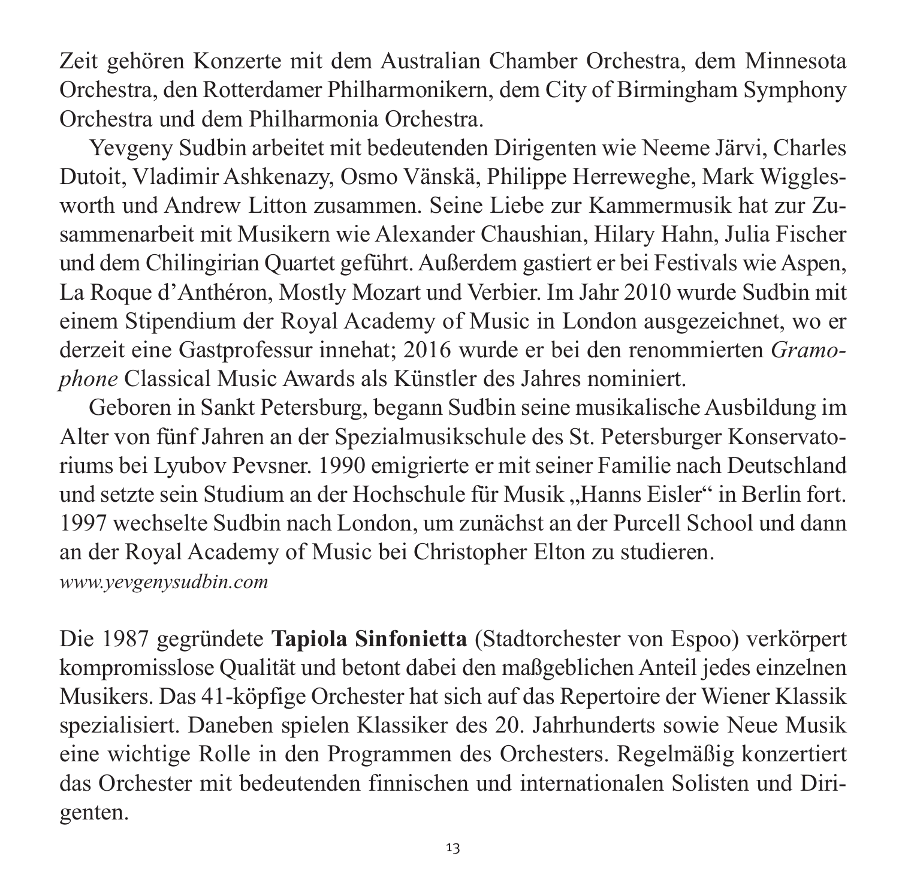Zeit gehören Konzerte mit dem Australian Chamber Orchestra, dem Minnesota Orchestra, den Rotterdamer Philharmonikern, dem City of Birmingham Symphony Orchestra und dem Philharmonia Orchestra.

Yevgeny Sudbin arbeitet mit bedeutenden Dirigenten wie Neeme Järvi, Charles Dutoit, Vladimir Ashkenazy, Osmo Vänskä, Philippe Herreweghe, Mark Wigglesworth und Andrew Litton zusammen. Seine Liebe zur Kammermusik hat zur Zusammenarbeit mit Musikern wie Alexander Chaushian, Hilary Hahn, Julia Fischer und dem Chilingirian Quartet geführt. Außerdem gastiert er bei Festivals wie Aspen, La Roque d'Anthéron, Mostly Mozart und Verbier. Im Jahr 2010 wurde Sudbin mit einem Stipendium der Royal Academy of Music in London ausgezeichnet, wo er derzeit eine Gastprofessur innehat; 2016 wurde er bei den renommierten *Gramophone* Classical Music Awards als Künstler des Jahres nominiert.

Geboren in Sankt Petersburg, begann Sudbin seine musikalische Ausbildung im Alter von fünf Jahren an der Spezialmusikschule des St. Petersburger Konservatoriums bei Lyubov Pevsner. 1990 emigrierte er mit seiner Familie nach Deutschland und setzte sein Studium an der Hochschule für Musik „Hanns Eisler" in Berlin fort. 1997 wechselte Sudbin nach London, um zunächst an der Purcell School und dann an der Royal Academy of Music bei Christopher Elton zu studieren.
*www.yevgenysudbin.com*

Die 1987 gegründete **Tapiola Sinfonietta** (Stadtorchester von Espoo) verkörpert kompromisslose Qualität und betont dabei den maßgeblichen Anteil jedes einzelnen Musikers. Das 41-köpfige Orchester hat sich auf das Repertoire der Wiener Klassik spezialisiert. Daneben spielen Klassiker des 20. Jahrhunderts sowie Neue Musik eine wichtige Rolle in den Programmen des Orchesters. Regelmäßig konzertiert das Orchester mit bedeutenden finnischen und internationalen Solisten und Dirigenten.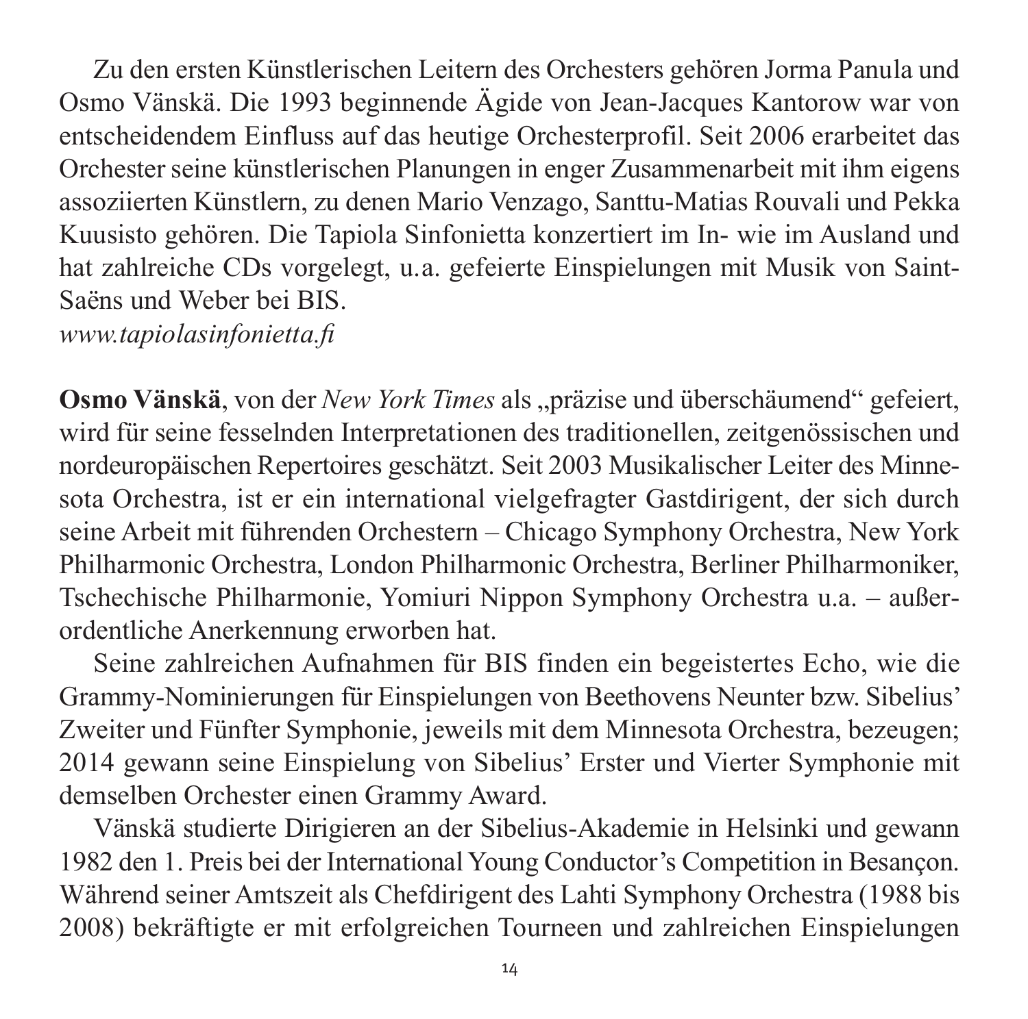Zu den ersten Künstlerischen Leitern des Orchesters gehören Jorma Panula und Osmo Vänskä. Die 1993 beginnende Ägide von Jean-Jacques Kantorow war von entscheidendem Einfluss auf das heutige Orchesterprofil. Seit 2006 erarbeitet das Orchester seine künstlerischen Planungen in enger Zusammenarbeit mit ihm eigens assoziierten Künstlern, zu denen Mario Venzago, Santtu-Matias Rouvali und Pekka Kuusisto gehören. Die Tapiola Sinfonietta konzertiert im In- wie im Ausland und hat zahlreiche CDs vorgelegt, u.a. gefeierte Einspielungen mit Musik von Saint-Saëns und Weber bei BIS.
*www.tapiolasinfonietta.fi*

**Osmo Vänskä**, von der *New York Times* als „präzise und überschäumend" gefeiert, wird für seine fesselnden Interpretationen des traditionellen, zeitgenössischen und nordeuropäischen Repertoires geschätzt. Seit 2003 Musikalischer Leiter des Minnesota Orchestra, ist er ein international vielgefragter Gastdirigent, der sich durch seine Arbeit mit führenden Orchestern – Chicago Symphony Orchestra, New York Philharmonic Orchestra, London Philharmonic Orchestra, Berliner Philharmoniker, Tschechische Philharmonie, Yomiuri Nippon Symphony Orchestra u.a. – außerordentliche Anerkennung erworben hat.

Seine zahlreichen Aufnahmen für BIS finden ein begeistertes Echo, wie die Grammy-Nominierungen für Einspielungen von Beethovens Neunter bzw. Sibelius' Zweiter und Fünfter Symphonie, jeweils mit dem Minnesota Orchestra, bezeugen; 2014 gewann seine Einspielung von Sibelius' Erster und Vierter Symphonie mit demselben Orchester einen Grammy Award.

Vänskä studierte Dirigieren an der Sibelius-Akademie in Helsinki und gewann 1982 den 1. Preis bei der International Young Conductor's Competition in Besançon. Während seiner Amtszeit als Chefdirigent des Lahti Symphony Orchestra (1988 bis 2008) bekräftigte er mit erfolgreichen Tourneen und zahlreichen Einspielungen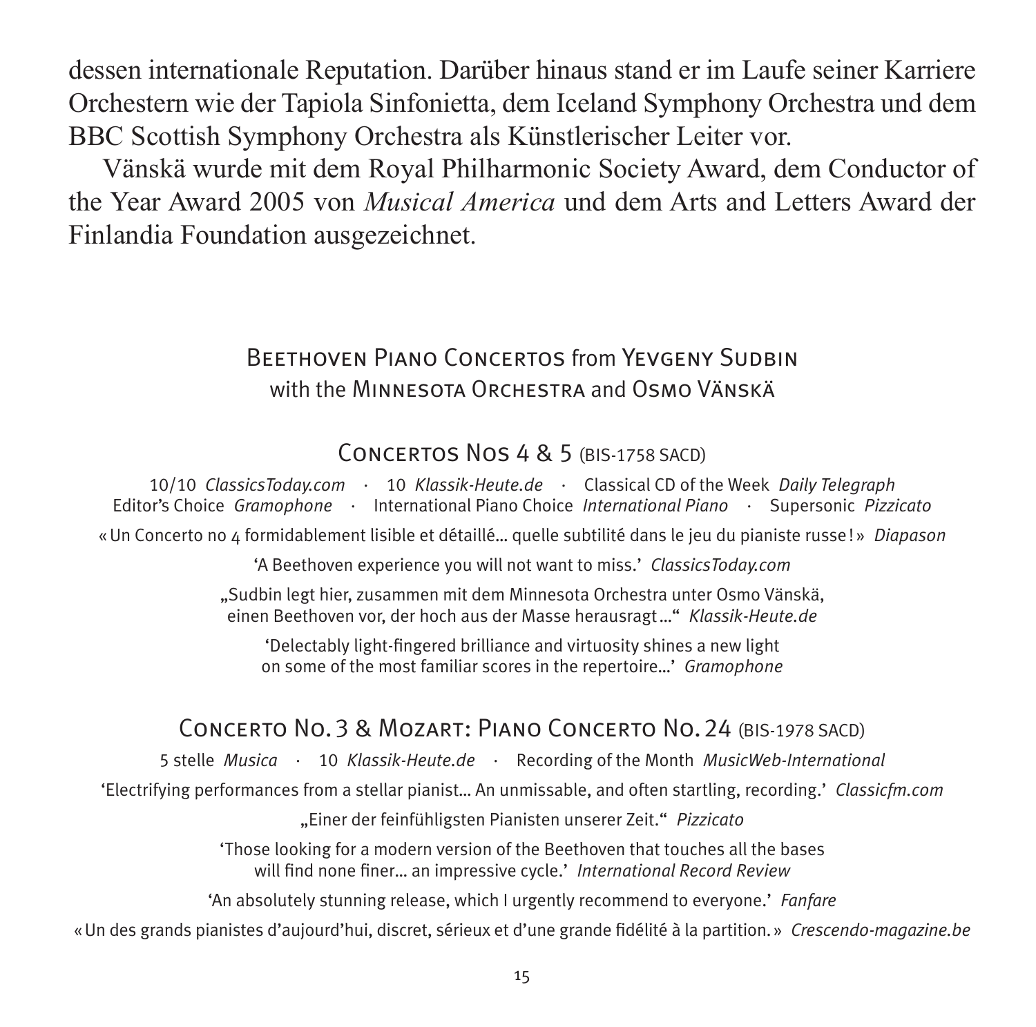dessen internationale Reputation. Darüber hinaus stand er im Laufe seiner Karriere Orchestern wie der Tapiola Sinfonietta, dem Iceland Symphony Orchestra und dem BBC Scottish Symphony Orchestra als Künstlerischer Leiter vor.

Vänskä wurde mit dem Royal Philharmonic Society Award, dem Conductor of the Year Award 2005 von *Musical America* und dem Arts and Letters Award der Finlandia Foundation ausgezeichnet.

## Beethoven Piano Concertos from Yevgeny Sudbin with the Minnesota Orchestra and Osmo Vänskä

### Concertos Nos 4 & 5 (BIS-1758 SACD)

10/10 *ClassicsToday.com* · 10 *Klassik-Heute.de* · Classical CD of the Week *Daily Telegraph*
Editor's Choice *Gramophone* · International Piano Choice *International Piano* · Supersonic *Pizzicato*

« Un Concerto no 4 formidablement lisible et détaillé… quelle subtilité dans le jeu du pianiste russe ! » *Diapason*

'A Beethoven experience you will not want to miss.' *ClassicsToday.com*

„Sudbin legt hier, zusammen mit dem Minnesota Orchestra unter Osmo Vänskä, einen Beethoven vor, der hoch aus der Masse herausragt …" *Klassik-Heute.de*

'Delectably light-fingered brilliance and virtuosity shines a new light on some of the most familiar scores in the repertoire…' *Gramophone*

### Concerto No. 3 & Mozart: Piano Concerto No. 24 (BIS-1978 SACD)

5 stelle *Musica* · 10 *Klassik-Heute.de* · Recording of the Month *MusicWeb-International*

'Electrifying performances from a stellar pianist… An unmissable, and often startling, recording.' *Classicfm.com*

„Einer der feinfühligsten Pianisten unserer Zeit." *Pizzicato*

'Those looking for a modern version of the Beethoven that touches all the bases will find none finer… an impressive cycle.' *International Record Review*

'An absolutely stunning release, which I urgently recommend to everyone.' *Fanfare*

« Un des grands pianistes d'aujourd'hui, discret, sérieux et d'une grande fidélité à la partition. » *Crescendo-magazine.be*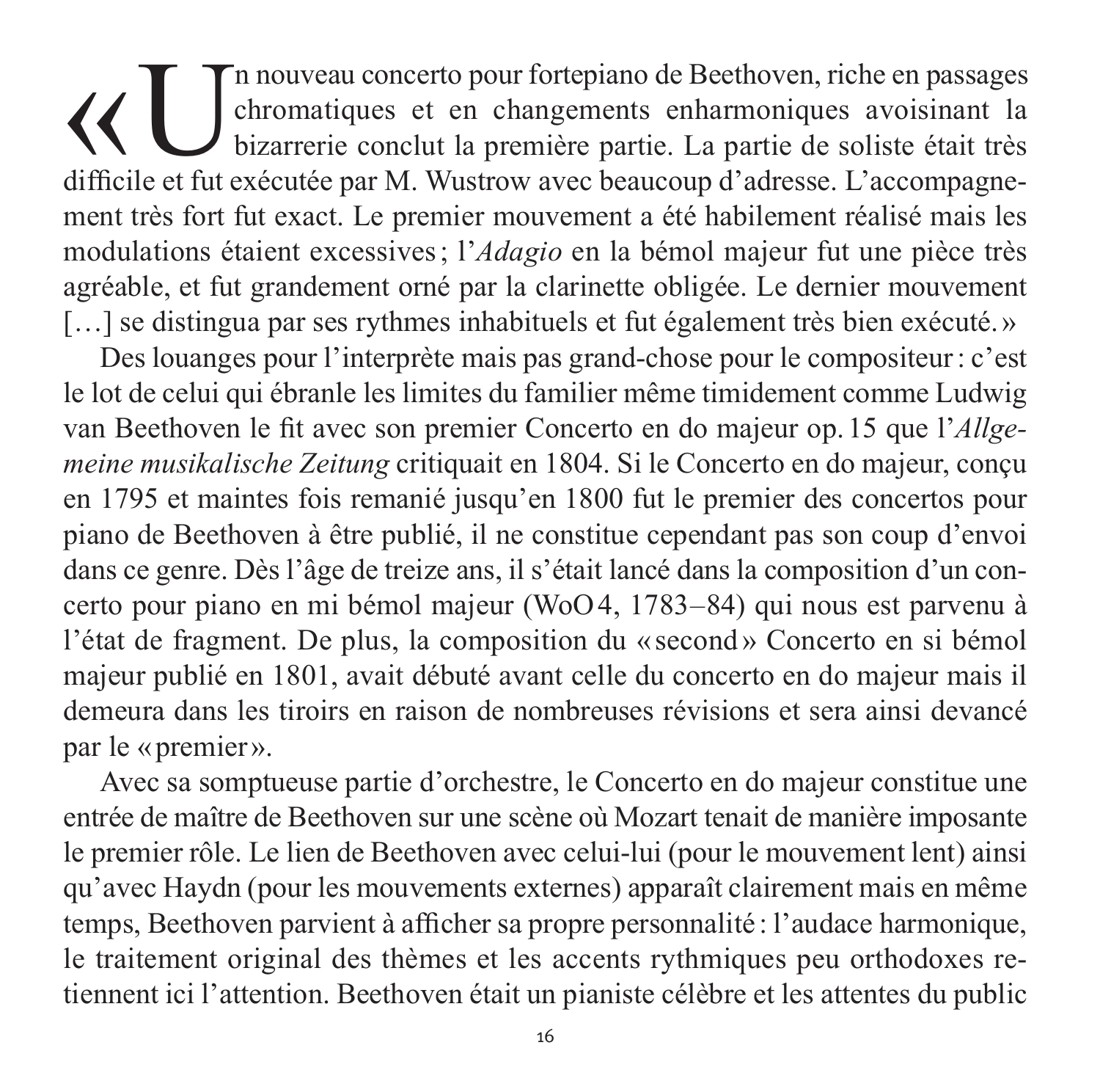« Un nouveau concerto pour fortepiano de Beethoven, riche en passages chromatiques et en changements enharmoniques avoisinant la bizarrerie conclut la première partie. La partie de soliste était très difficile et fut exécutée par M. Wustrow avec beaucoup d'adresse. L'accompagnement très fort fut exact. Le premier mouvement a été habilement réalisé mais les modulations étaient excessives ; l'*Adagio* en la bémol majeur fut une pièce très agréable, et fut grandement orné par la clarinette obligée. Le dernier mouvement […] se distingua par ses rythmes inhabituels et fut également très bien exécuté. »

Des louanges pour l'interprète mais pas grand-chose pour le compositeur : c'est le lot de celui qui ébranle les limites du familier même timidement comme Ludwig van Beethoven le fit avec son premier Concerto en do majeur op. 15 que l'*Allgemeine musikalische Zeitung* critiquait en 1804. Si le Concerto en do majeur, conçu en 1795 et maintes fois remanié jusqu'en 1800 fut le premier des concertos pour piano de Beethoven à être publié, il ne constitue cependant pas son coup d'envoi dans ce genre. Dès l'âge de treize ans, il s'était lancé dans la composition d'un concerto pour piano en mi bémol majeur (WoO 4, 1783–84) qui nous est parvenu à l'état de fragment. De plus, la composition du « second » Concerto en si bémol majeur publié en 1801, avait débuté avant celle du concerto en do majeur mais il demeura dans les tiroirs en raison de nombreuses révisions et sera ainsi devancé par le « premier ».

Avec sa somptueuse partie d'orchestre, le Concerto en do majeur constitue une entrée de maître de Beethoven sur une scène où Mozart tenait de manière imposante le premier rôle. Le lien de Beethoven avec celui-lui (pour le mouvement lent) ainsi qu'avec Haydn (pour les mouvements externes) apparaît clairement mais en même temps, Beethoven parvient à afficher sa propre personnalité : l'audace harmonique, le traitement original des thèmes et les accents rythmiques peu orthodoxes retiennent ici l'attention. Beethoven était un pianiste célèbre et les attentes du public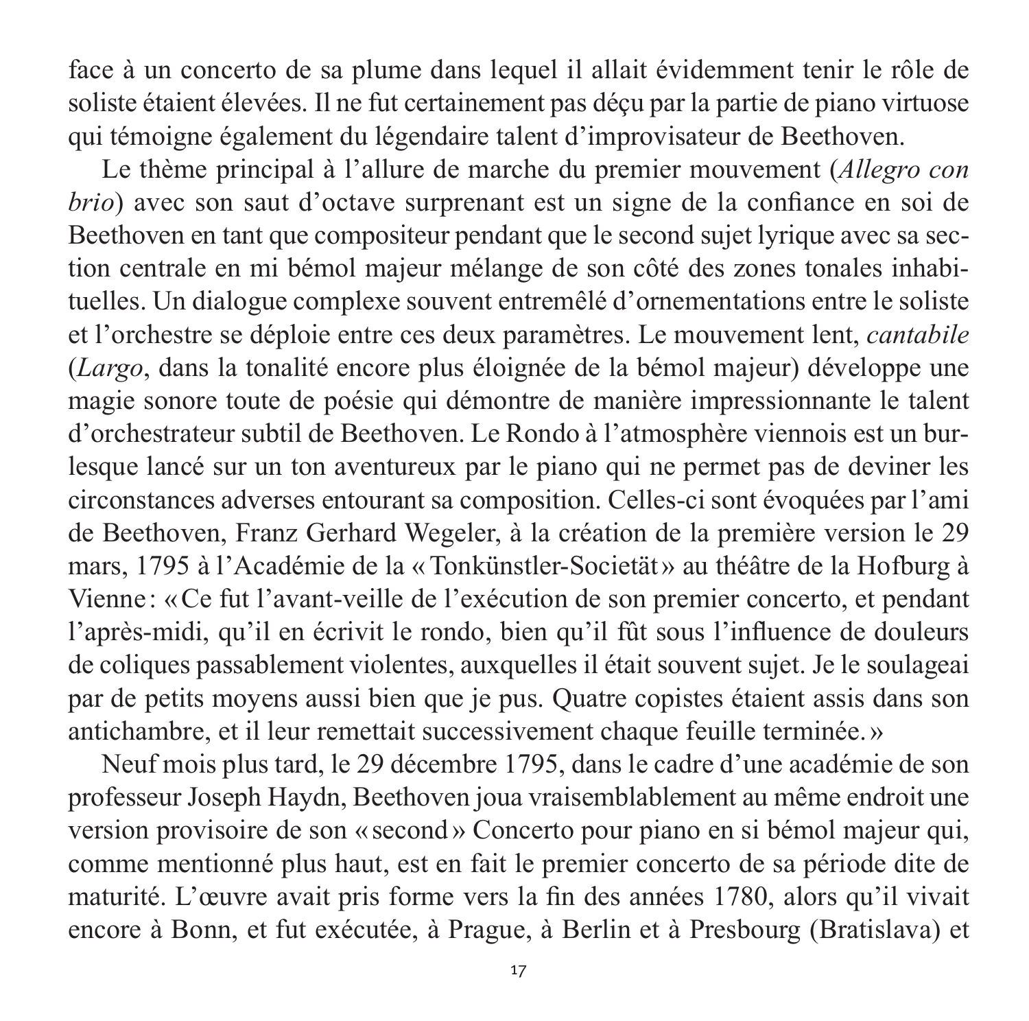face à un concerto de sa plume dans lequel il allait évidemment tenir le rôle de soliste étaient élevées. Il ne fut certainement pas déçu par la partie de piano virtuose qui témoigne également du légendaire talent d'improvisateur de Beethoven.

Le thème principal à l'allure de marche du premier mouvement (*Allegro con brio*) avec son saut d'octave surprenant est un signe de la confiance en soi de Beethoven en tant que compositeur pendant que le second sujet lyrique avec sa section centrale en mi bémol majeur mélange de son côté des zones tonales inhabituelles. Un dialogue complexe souvent entremêlé d'ornementations entre le soliste et l'orchestre se déploie entre ces deux paramètres. Le mouvement lent, *cantabile* (*Largo*, dans la tonalité encore plus éloignée de la bémol majeur) développe une magie sonore toute de poésie qui démontre de manière impressionnante le talent d'orchestrateur subtil de Beethoven. Le Rondo à l'atmosphère viennois est un burlesque lancé sur un ton aventureux par le piano qui ne permet pas de deviner les circonstances adverses entourant sa composition. Celles-ci sont évoquées par l'ami de Beethoven, Franz Gerhard Wegeler, à la création de la première version le 29 mars, 1795 à l'Académie de la « Tonkünstler-Societät » au théâtre de la Hofburg à Vienne : « Ce fut l'avant-veille de l'exécution de son premier concerto, et pendant l'après-midi, qu'il en écrivit le rondo, bien qu'il fût sous l'influence de douleurs de coliques passablement violentes, auxquelles il était souvent sujet. Je le soulageai par de petits moyens aussi bien que je pus. Quatre copistes étaient assis dans son antichambre, et il leur remettait successivement chaque feuille terminée. »

Neuf mois plus tard, le 29 décembre 1795, dans le cadre d'une académie de son professeur Joseph Haydn, Beethoven joua vraisemblablement au même endroit une version provisoire de son « second » Concerto pour piano en si bémol majeur qui, comme mentionné plus haut, est en fait le premier concerto de sa période dite de maturité. L'œuvre avait pris forme vers la fin des années 1780, alors qu'il vivait encore à Bonn, et fut exécutée, à Prague, à Berlin et à Presbourg (Bratislava) et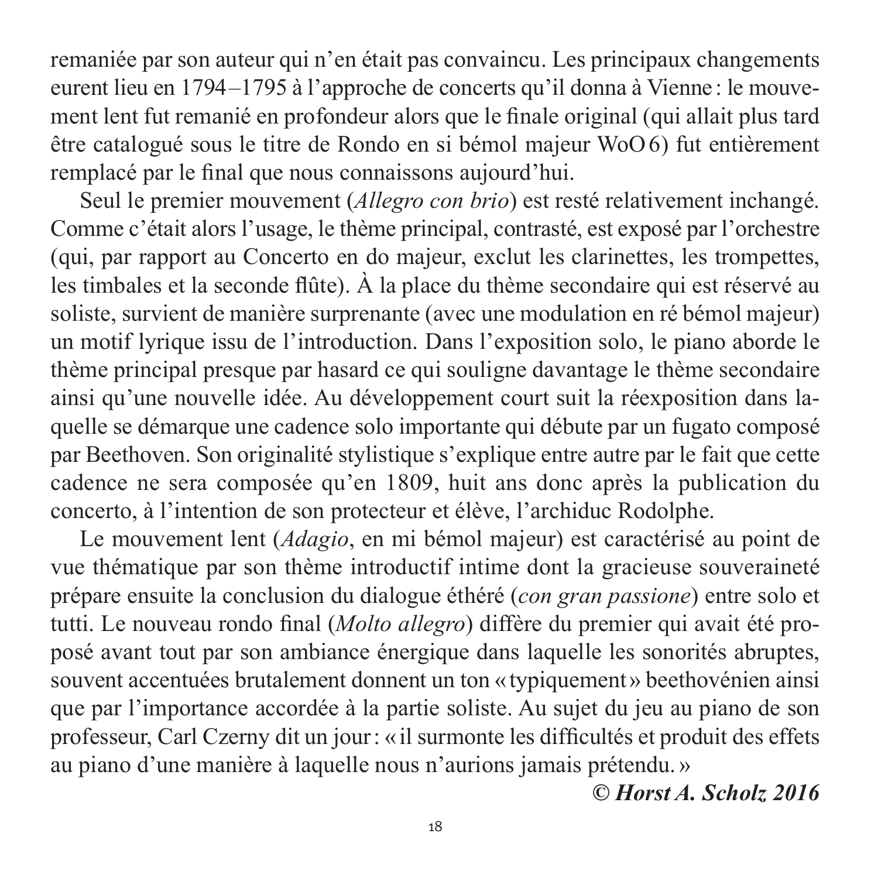remaniée par son auteur qui n'en était pas convaincu. Les principaux changements eurent lieu en 1794–1795 à l'approche de concerts qu'il donna à Vienne : le mouvement lent fut remanié en profondeur alors que le finale original (qui allait plus tard être catalogué sous le titre de Rondo en si bémol majeur WoO 6) fut entièrement remplacé par le final que nous connaissons aujourd'hui.

Seul le premier mouvement (*Allegro con brio*) est resté relativement inchangé. Comme c'était alors l'usage, le thème principal, contrasté, est exposé par l'orchestre (qui, par rapport au Concerto en do majeur, exclut les clarinettes, les trompettes, les timbales et la seconde flûte). À la place du thème secondaire qui est réservé au soliste, survient de manière surprenante (avec une modulation en ré bémol majeur) un motif lyrique issu de l'introduction. Dans l'exposition solo, le piano aborde le thème principal presque par hasard ce qui souligne davantage le thème secondaire ainsi qu'une nouvelle idée. Au développement court suit la réexposition dans laquelle se démarque une cadence solo importante qui débute par un fugato composé par Beethoven. Son originalité stylistique s'explique entre autre par le fait que cette cadence ne sera composée qu'en 1809, huit ans donc après la publication du concerto, à l'intention de son protecteur et élève, l'archiduc Rodolphe.

Le mouvement lent (*Adagio*, en mi bémol majeur) est caractérisé au point de vue thématique par son thème introductif intime dont la gracieuse souveraineté prépare ensuite la conclusion du dialogue éthéré (*con gran passione*) entre solo et tutti. Le nouveau rondo final (*Molto allegro*) diffère du premier qui avait été proposé avant tout par son ambiance énergique dans laquelle les sonorités abruptes, souvent accentuées brutalement donnent un ton « typiquement » beethovénien ainsi que par l'importance accordée à la partie soliste. Au sujet du jeu au piano de son professeur, Carl Czerny dit un jour : « il surmonte les difficultés et produit des effets au piano d'une manière à laquelle nous n'aurions jamais prétendu. »

***© Horst A. Scholz 2016***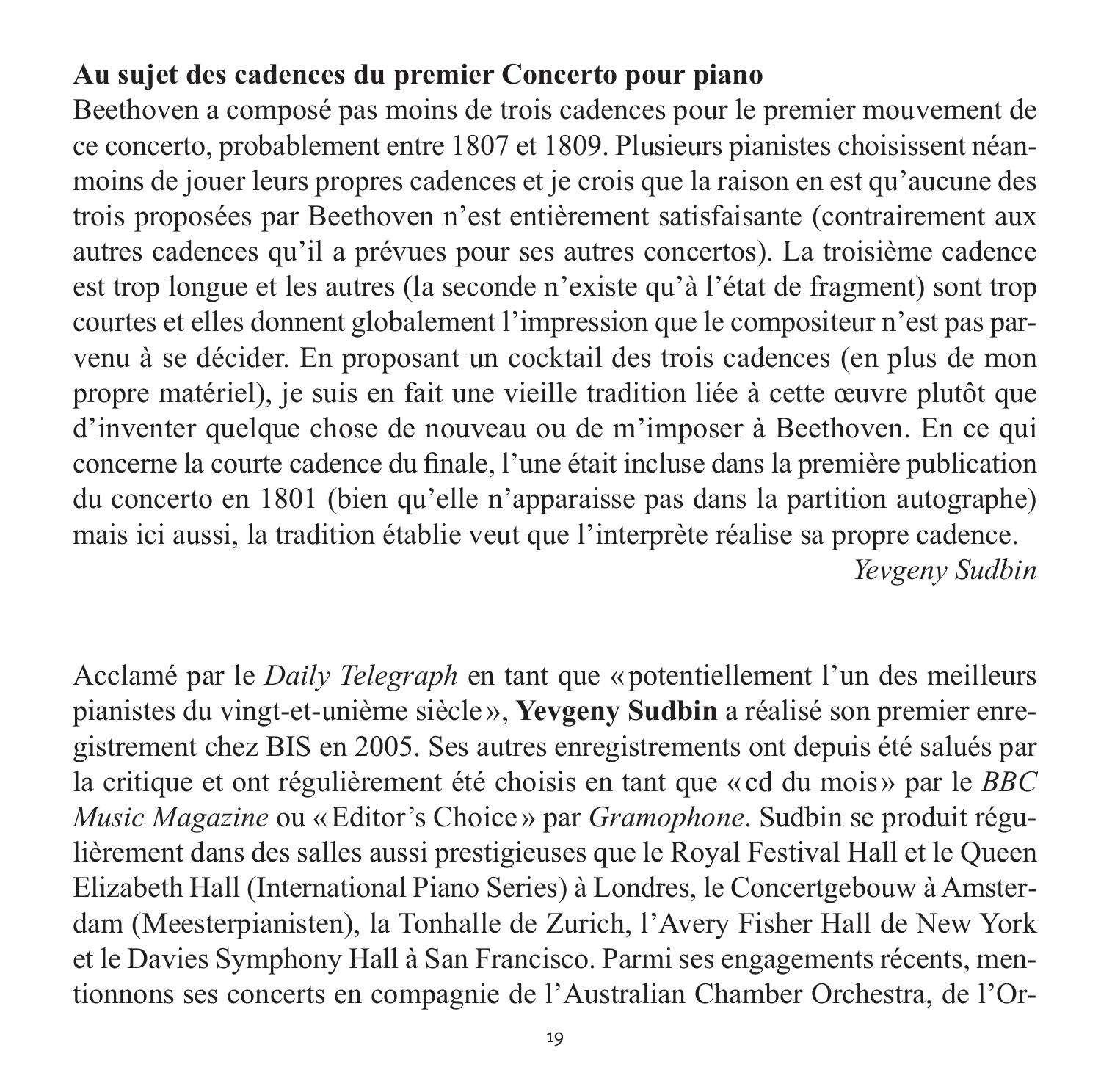**Au sujet des cadences du premier Concerto pour piano**

Beethoven a composé pas moins de trois cadences pour le premier mouvement de ce concerto, probablement entre 1807 et 1809. Plusieurs pianistes choisissent néanmoins de jouer leurs propres cadences et je crois que la raison en est qu'aucune des trois proposées par Beethoven n'est entièrement satisfaisante (contrairement aux autres cadences qu'il a prévues pour ses autres concertos). La troisième cadence est trop longue et les autres (la seconde n'existe qu'à l'état de fragment) sont trop courtes et elles donnent globalement l'impression que le compositeur n'est pas parvenu à se décider. En proposant un cocktail des trois cadences (en plus de mon propre matériel), je suis en fait une vieille tradition liée à cette œuvre plutôt que d'inventer quelque chose de nouveau ou de m'imposer à Beethoven. En ce qui concerne la courte cadence du finale, l'une était incluse dans la première publication du concerto en 1801 (bien qu'elle n'apparaisse pas dans la partition autographe) mais ici aussi, la tradition établie veut que l'interprète réalise sa propre cadence.

*Yevgeny Sudbin*

Acclamé par le *Daily Telegraph* en tant que « potentiellement l'un des meilleurs pianistes du vingt-et-unième siècle », **Yevgeny Sudbin** a réalisé son premier enregistrement chez BIS en 2005. Ses autres enregistrements ont depuis été salués par la critique et ont régulièrement été choisis en tant que « cd du mois » par le *BBC Music Magazine* ou « Editor's Choice » par *Gramophone*. Sudbin se produit régulièrement dans des salles aussi prestigieuses que le Royal Festival Hall et le Queen Elizabeth Hall (International Piano Series) à Londres, le Concertgebouw à Amsterdam (Meesterpianisten), la Tonhalle de Zurich, l'Avery Fisher Hall de New York et le Davies Symphony Hall à San Francisco. Parmi ses engagements récents, mentionnons ses concerts en compagnie de l'Australian Chamber Orchestra, de l'Or-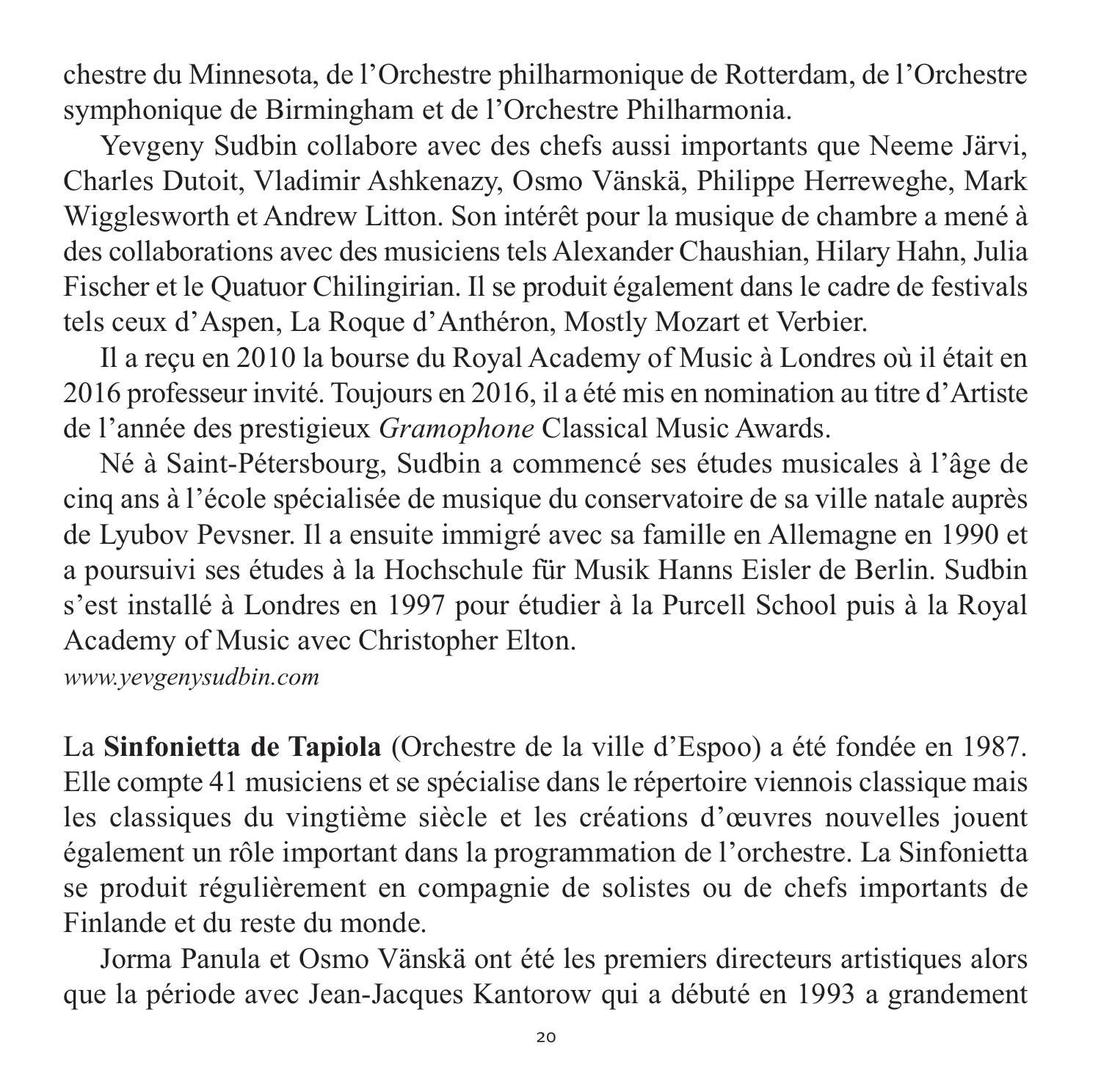chestre du Minnesota, de l'Orchestre philharmonique de Rotterdam, de l'Orchestre symphonique de Birmingham et de l'Orchestre Philharmonia.

Yevgeny Sudbin collabore avec des chefs aussi importants que Neeme Järvi, Charles Dutoit, Vladimir Ashkenazy, Osmo Vänskä, Philippe Herreweghe, Mark Wigglesworth et Andrew Litton. Son intérêt pour la musique de chambre a mené à des collaborations avec des musiciens tels Alexander Chaushian, Hilary Hahn, Julia Fischer et le Quatuor Chilingirian. Il se produit également dans le cadre de festivals tels ceux d'Aspen, La Roque d'Anthéron, Mostly Mozart et Verbier.

Il a reçu en 2010 la bourse du Royal Academy of Music à Londres où il était en 2016 professeur invité. Toujours en 2016, il a été mis en nomination au titre d'Artiste de l'année des prestigieux *Gramophone* Classical Music Awards.

Né à Saint-Pétersbourg, Sudbin a commencé ses études musicales à l'âge de cinq ans à l'école spécialisée de musique du conservatoire de sa ville natale auprès de Lyubov Pevsner. Il a ensuite immigré avec sa famille en Allemagne en 1990 et a poursuivi ses études à la Hochschule für Musik Hanns Eisler de Berlin. Sudbin s'est installé à Londres en 1997 pour étudier à la Purcell School puis à la Royal Academy of Music avec Christopher Elton.

*www.yevgenysudbin.com*

La **Sinfonietta de Tapiola** (Orchestre de la ville d'Espoo) a été fondée en 1987. Elle compte 41 musiciens et se spécialise dans le répertoire viennois classique mais les classiques du vingtième siècle et les créations d'œuvres nouvelles jouent également un rôle important dans la programmation de l'orchestre. La Sinfonietta se produit régulièrement en compagnie de solistes ou de chefs importants de Finlande et du reste du monde.

Jorma Panula et Osmo Vänskä ont été les premiers directeurs artistiques alors que la période avec Jean-Jacques Kantorow qui a débuté en 1993 a grandement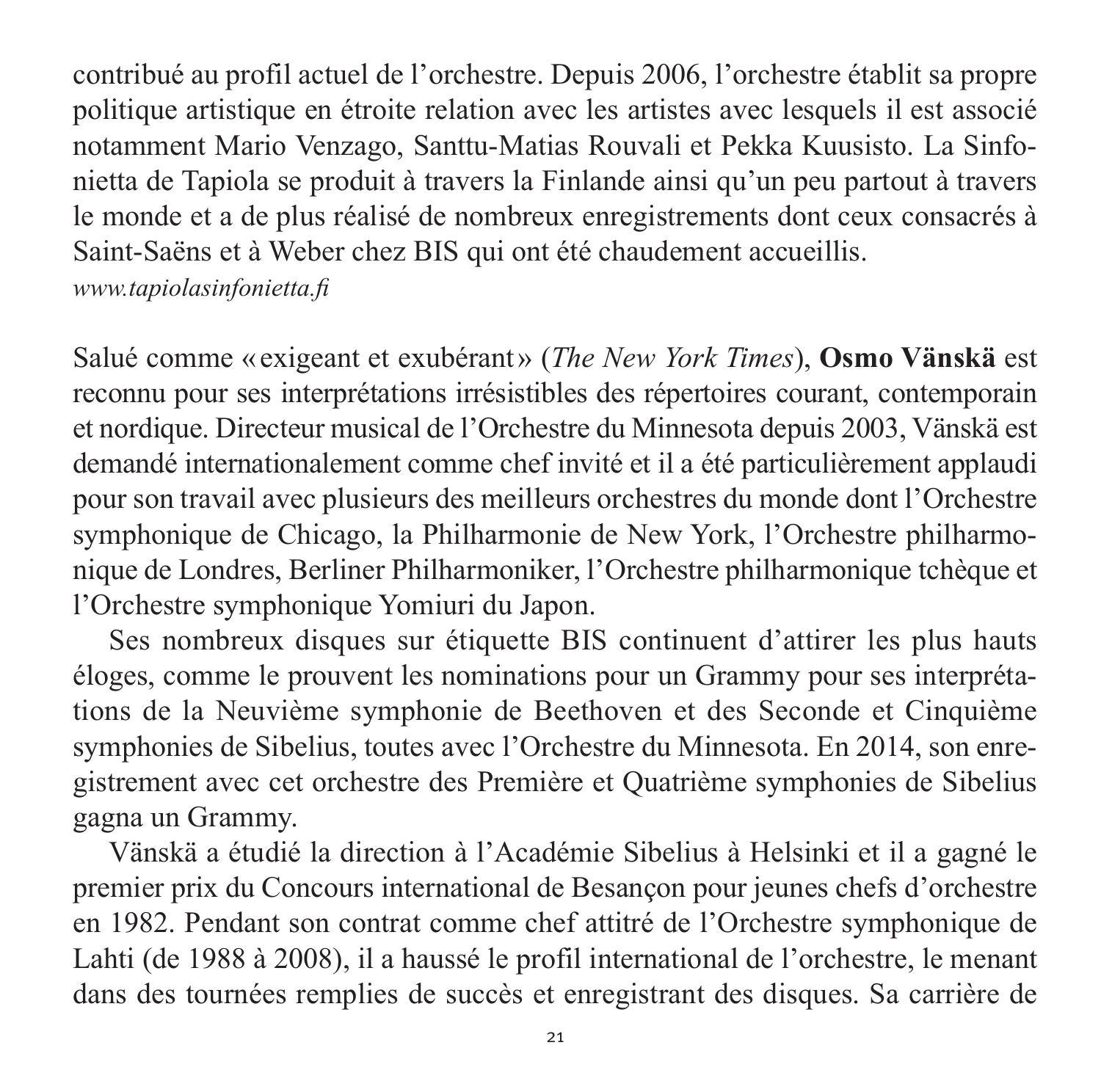contribué au profil actuel de l'orchestre. Depuis 2006, l'orchestre établit sa propre politique artistique en étroite relation avec les artistes avec lesquels il est associé notamment Mario Venzago, Santtu-Matias Rouvali et Pekka Kuusisto. La Sinfonietta de Tapiola se produit à travers la Finlande ainsi qu'un peu partout à travers le monde et a de plus réalisé de nombreux enregistrements dont ceux consacrés à Saint-Saëns et à Weber chez BIS qui ont été chaudement accueillis.
*www.tapiolasinfonietta.fi*

Salué comme «exigeant et exubérant» (*The New York Times*), **Osmo Vänskä** est reconnu pour ses interprétations irrésistibles des répertoires courant, contemporain et nordique. Directeur musical de l'Orchestre du Minnesota depuis 2003, Vänskä est demandé internationalement comme chef invité et il a été particulièrement applaudi pour son travail avec plusieurs des meilleurs orchestres du monde dont l'Orchestre symphonique de Chicago, la Philharmonie de New York, l'Orchestre philharmonique de Londres, Berliner Philharmoniker, l'Orchestre philharmonique tchèque et l'Orchestre symphonique Yomiuri du Japon.

Ses nombreux disques sur étiquette BIS continuent d'attirer les plus hauts éloges, comme le prouvent les nominations pour un Grammy pour ses interprétations de la Neuvième symphonie de Beethoven et des Seconde et Cinquième symphonies de Sibelius, toutes avec l'Orchestre du Minnesota. En 2014, son enregistrement avec cet orchestre des Première et Quatrième symphonies de Sibelius gagna un Grammy.

Vänskä a étudié la direction à l'Académie Sibelius à Helsinki et il a gagné le premier prix du Concours international de Besançon pour jeunes chefs d'orchestre en 1982. Pendant son contrat comme chef attitré de l'Orchestre symphonique de Lahti (de 1988 à 2008), il a haussé le profil international de l'orchestre, le menant dans des tournées remplies de succès et enregistrant des disques. Sa carrière de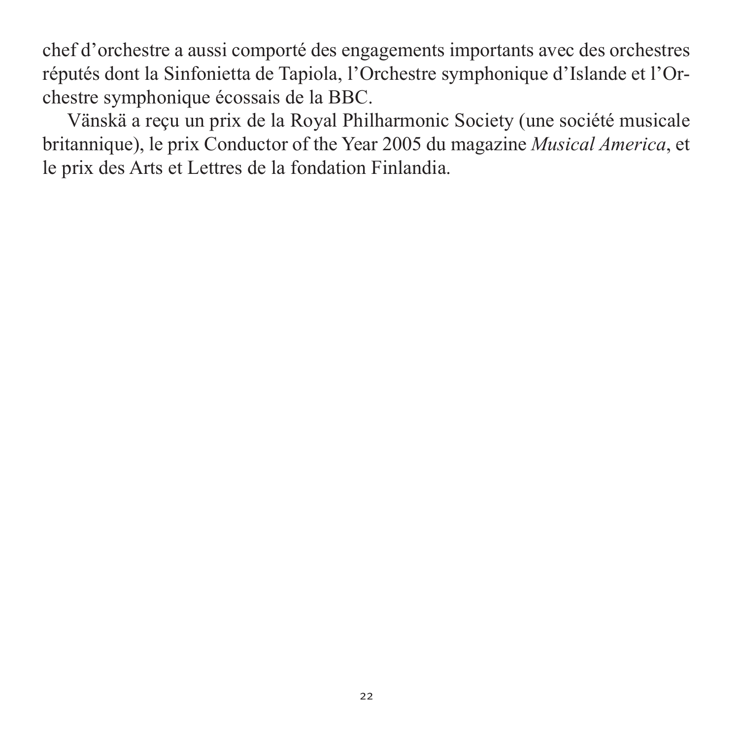chef d'orchestre a aussi comporté des engagements importants avec des orchestres réputés dont la Sinfonietta de Tapiola, l'Orchestre symphonique d'Islande et l'Orchestre symphonique écossais de la BBC.

Vänskä a reçu un prix de la Royal Philharmonic Society (une société musicale britannique), le prix Conductor of the Year 2005 du magazine *Musical America*, et le prix des Arts et Lettres de la fondation Finlandia.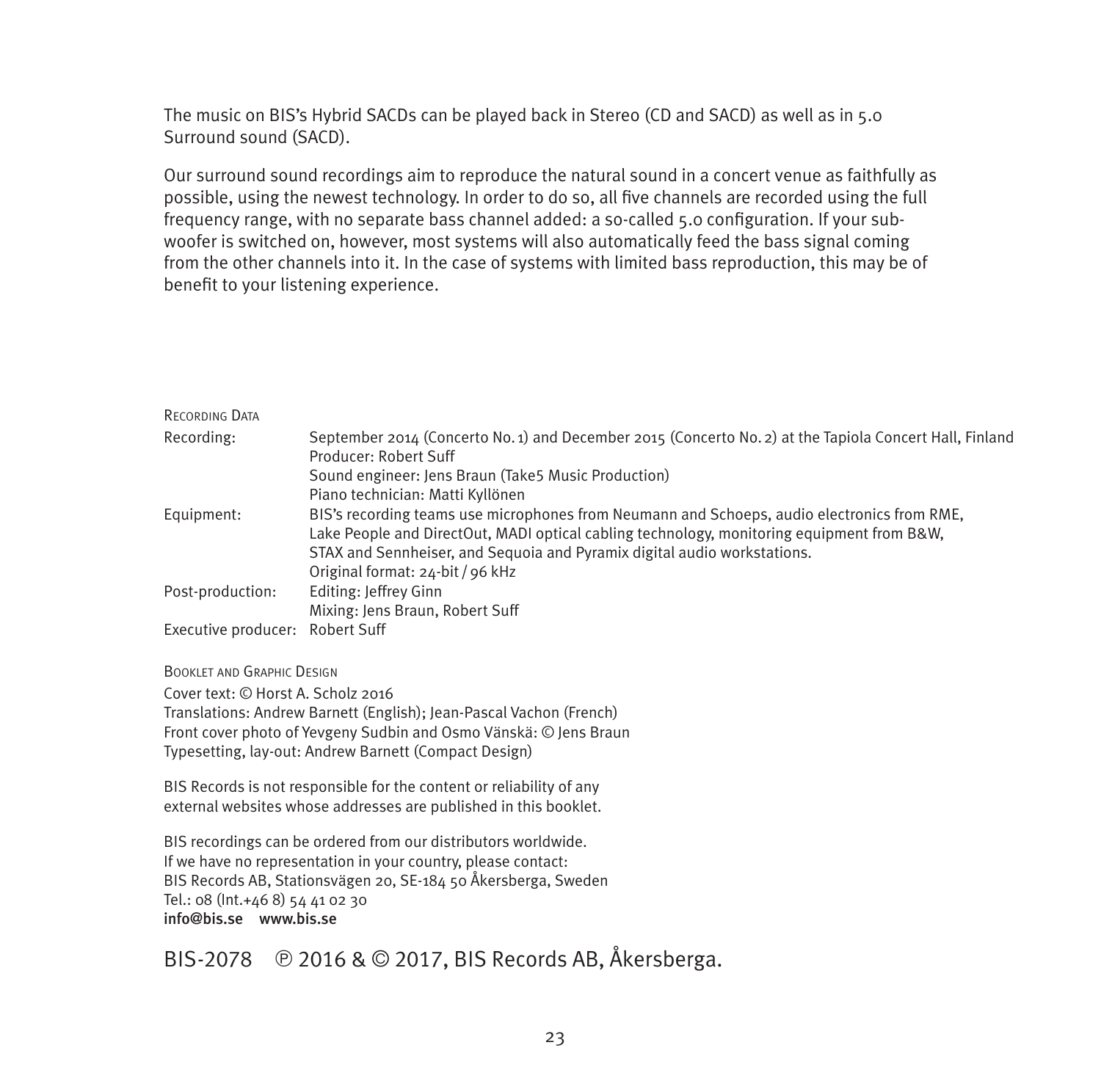The music on BIS's Hybrid SACDs can be played back in Stereo (CD and SACD) as well as in 5.0 Surround sound (SACD).

Our surround sound recordings aim to reproduce the natural sound in a concert venue as faithfully as possible, using the newest technology. In order to do so, all five channels are recorded using the full frequency range, with no separate bass channel added: a so-called 5.0 configuration. If your sub-woofer is switched on, however, most systems will also automatically feed the bass signal coming from the other channels into it. In the case of systems with limited bass reproduction, this may be of benefit to your listening experience.

Recording Data

| | |
|---|---|
| Recording: | September 2014 (Concerto No. 1) and December 2015 (Concerto No. 2) at the Tapiola Concert Hall, Finland<br>Producer: Robert Suff<br>Sound engineer: Jens Braun (Take5 Music Production)<br>Piano technician: Matti Kyllönen |
| Equipment: | BIS's recording teams use microphones from Neumann and Schoeps, audio electronics from RME, Lake People and DirectOut, MADI optical cabling technology, monitoring equipment from B&W, STAX and Sennheiser, and Sequoia and Pyramix digital audio workstations.<br>Original format: 24-bit / 96 kHz |
| Post-production: | Editing: Jeffrey Ginn<br>Mixing: Jens Braun, Robert Suff |
| Executive producer: | Robert Suff |

Booklet and Graphic Design

Cover text: © Horst A. Scholz 2016
Translations: Andrew Barnett (English); Jean-Pascal Vachon (French)
Front cover photo of Yevgeny Sudbin and Osmo Vänskä: © Jens Braun
Typesetting, lay-out: Andrew Barnett (Compact Design)

BIS Records is not responsible for the content or reliability of any external websites whose addresses are published in this booklet.

BIS recordings can be ordered from our distributors worldwide.
If we have no representation in your country, please contact:
BIS Records AB, Stationsvägen 20, SE-184 50 Åkersberga, Sweden
Tel.: 08 (Int.+46 8) 54 41 02 30
**info@bis.se www.bis.se**

BIS-2078 ℗ 2016 & © 2017, BIS Records AB, Åkersberga.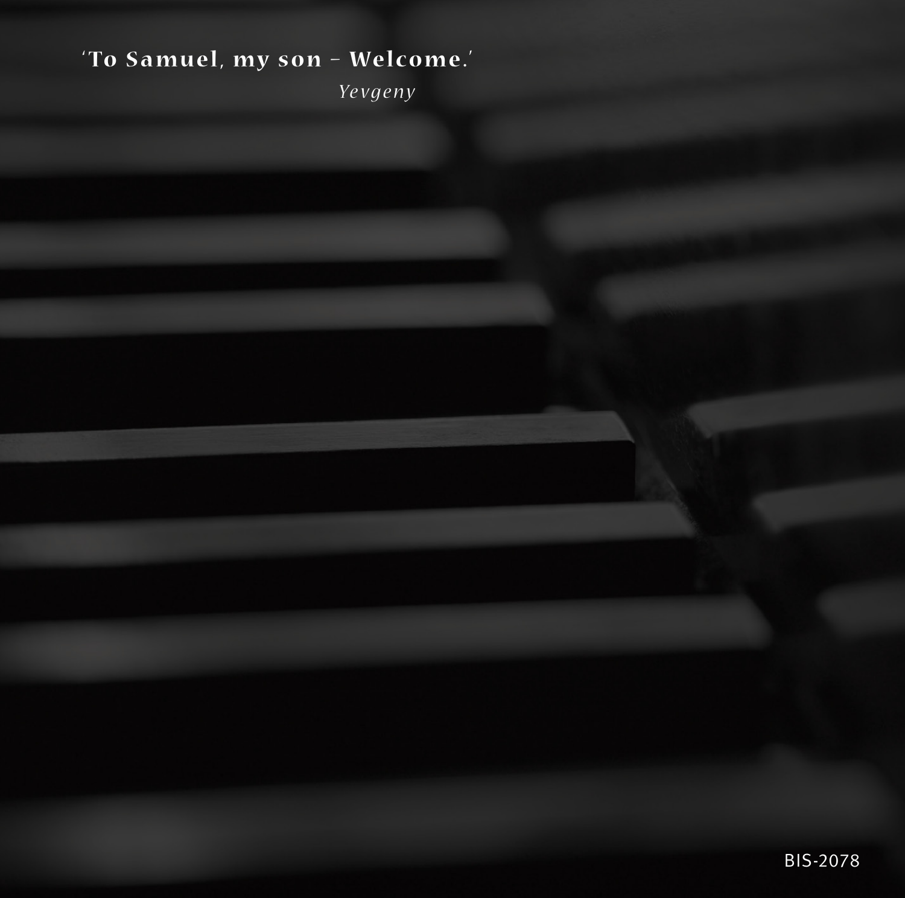'**To Samuel, my son – Welcome.**'

*Yevgeny*

BIS-2078